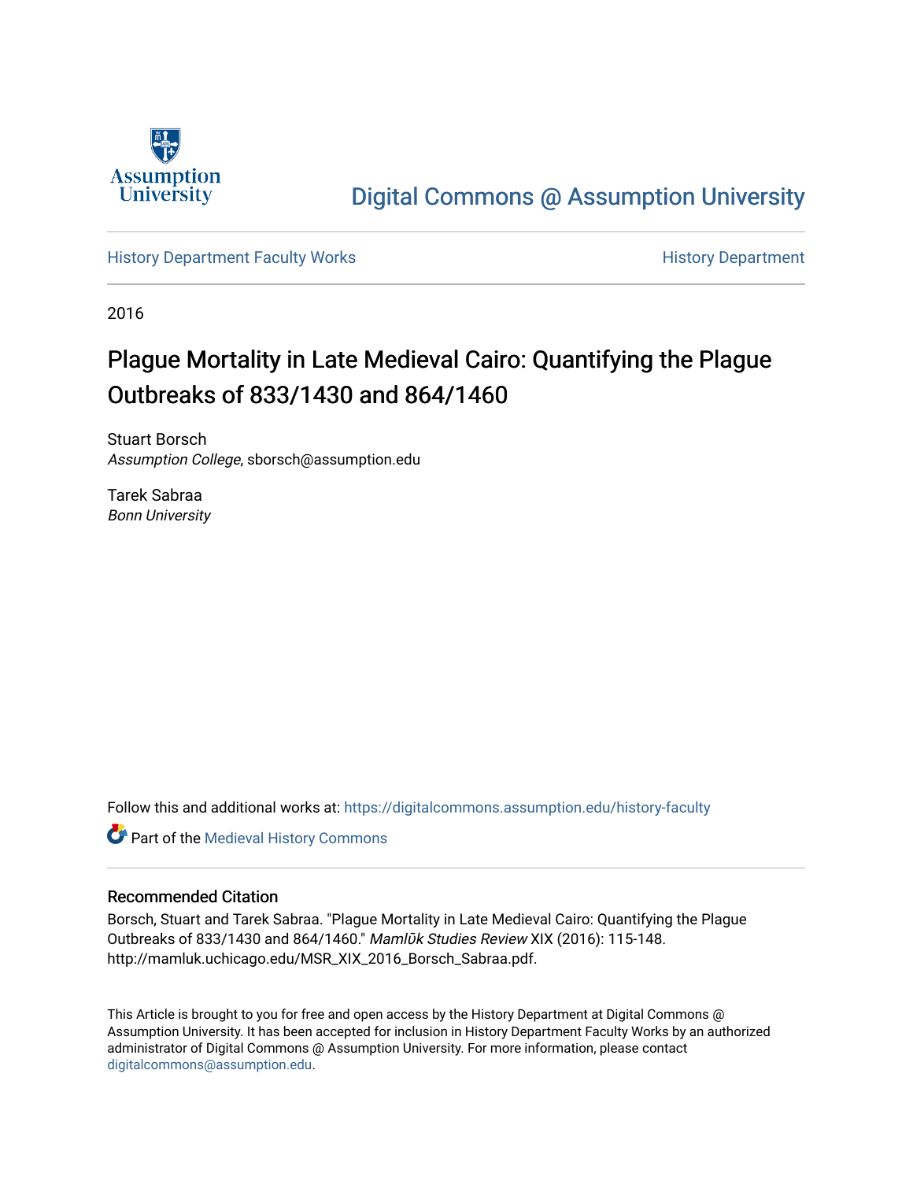Assumption University

# Digital Commons @ Assumption University

History Department Faculty Works | History Department

2016

## Plague Mortality in Late Medieval Cairo: Quantifying the Plague Outbreaks of 833/1430 and 864/1460

Stuart Borsch
*Assumption College*, sborsch@assumption.edu

Tarek Sabraa
*Bonn University*

Follow this and additional works at: https://digitalcommons.assumption.edu/history-faculty

Part of the Medieval History Commons

### Recommended Citation

Borsch, Stuart and Tarek Sabraa. "Plague Mortality in Late Medieval Cairo: Quantifying the Plague Outbreaks of 833/1430 and 864/1460." *Mamlūk Studies Review* XIX (2016): 115-148. http://mamluk.uchicago.edu/MSR_XIX_2016_Borsch_Sabraa.pdf.

This Article is brought to you for free and open access by the History Department at Digital Commons @ Assumption University. It has been accepted for inclusion in History Department Faculty Works by an authorized administrator of Digital Commons @ Assumption University. For more information, please contact digitalcommons@assumption.edu.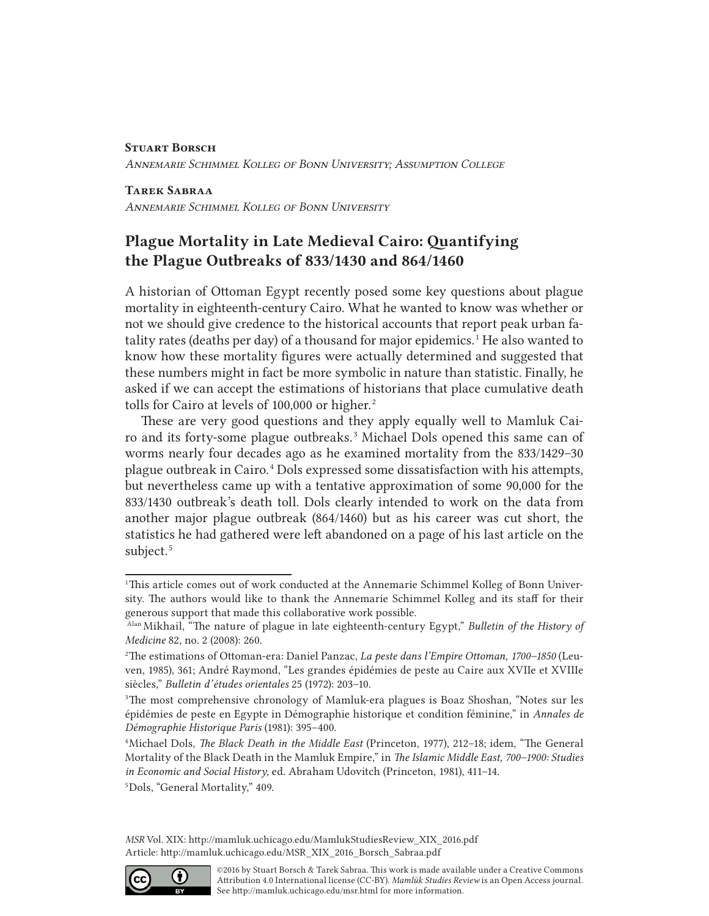**Stuart Borsch**
*Annemarie Schimmel Kolleg of Bonn University; Assumption College*

**Tarek Sabraa**
*Annemarie Schimmel Kolleg of Bonn University*

## Plague Mortality in Late Medieval Cairo: Quantifying the Plague Outbreaks of 833/1430 and 864/1460

A historian of Ottoman Egypt recently posed some key questions about plague mortality in eighteenth-century Cairo. What he wanted to know was whether or not we should give credence to the historical accounts that report peak urban fatality rates (deaths per day) of a thousand for major epidemics.[1] He also wanted to know how these mortality figures were actually determined and suggested that these numbers might in fact be more symbolic in nature than statistic. Finally, he asked if we can accept the estimations of historians that place cumulative death tolls for Cairo at levels of 100,000 or higher.[2]

These are very good questions and they apply equally well to Mamluk Cairo and its forty-some plague outbreaks.[3] Michael Dols opened this same can of worms nearly four decades ago as he examined mortality from the 833/1429–30 plague outbreak in Cairo.[4] Dols expressed some dissatisfaction with his attempts, but nevertheless came up with a tentative approximation of some 90,000 for the 833/1430 outbreak's death toll. Dols clearly intended to work on the data from another major plague outbreak (864/1460) but as his career was cut short, the statistics he had gathered were left abandoned on a page of his last article on the subject.[5]

---

[1]This article comes out of work conducted at the Annemarie Schimmel Kolleg of Bonn University. The authors would like to thank the Annemarie Schimmel Kolleg and its staff for their generous support that made this collaborative work possible.
Alan Mikhail, "The nature of plague in late eighteenth-century Egypt," *Bulletin of the History of Medicine* 82, no. 2 (2008): 260.

[2]The estimations of Ottoman-era: Daniel Panzac, *La peste dans l'Empire Ottoman, 1700–1850* (Leuven, 1985), 361; André Raymond, "Les grandes épidémies de peste au Caire aux XVIIe et XVIIIe siècles," *Bulletin d'études orientales* 25 (1972): 203–10.

[3]The most comprehensive chronology of Mamluk-era plagues is Boaz Shoshan, "Notes sur les épidémies de peste en Egypte in Démographie historique et condition féminine," in *Annales de Démographie Historique Paris* (1981): 395–400.

[4]Michael Dols, *The Black Death in the Middle East* (Princeton, 1977), 212–18; idem, "The General Mortality of the Black Death in the Mamluk Empire," in *The Islamic Middle East, 700–1900: Studies in Economic and Social History,* ed. Abraham Udovitch (Princeton, 1981), 411–14.

[5]Dols, "General Mortality," 409.

*MSR* Vol. XIX: http://mamluk.uchicago.edu/MamlukStudiesReview_XIX_2016.pdf
Article: http://mamluk.uchicago.edu/MSR_XIX_2016_Borsch_Sabraa.pdf

©2016 by Stuart Borsch & Tarek Sabraa. This work is made available under a Creative Commons Attribution 4.0 International license (CC-BY). *Mamlūk Studies Review* is an Open Access journal. See http://mamluk.uchicago.edu/msr.html for more information.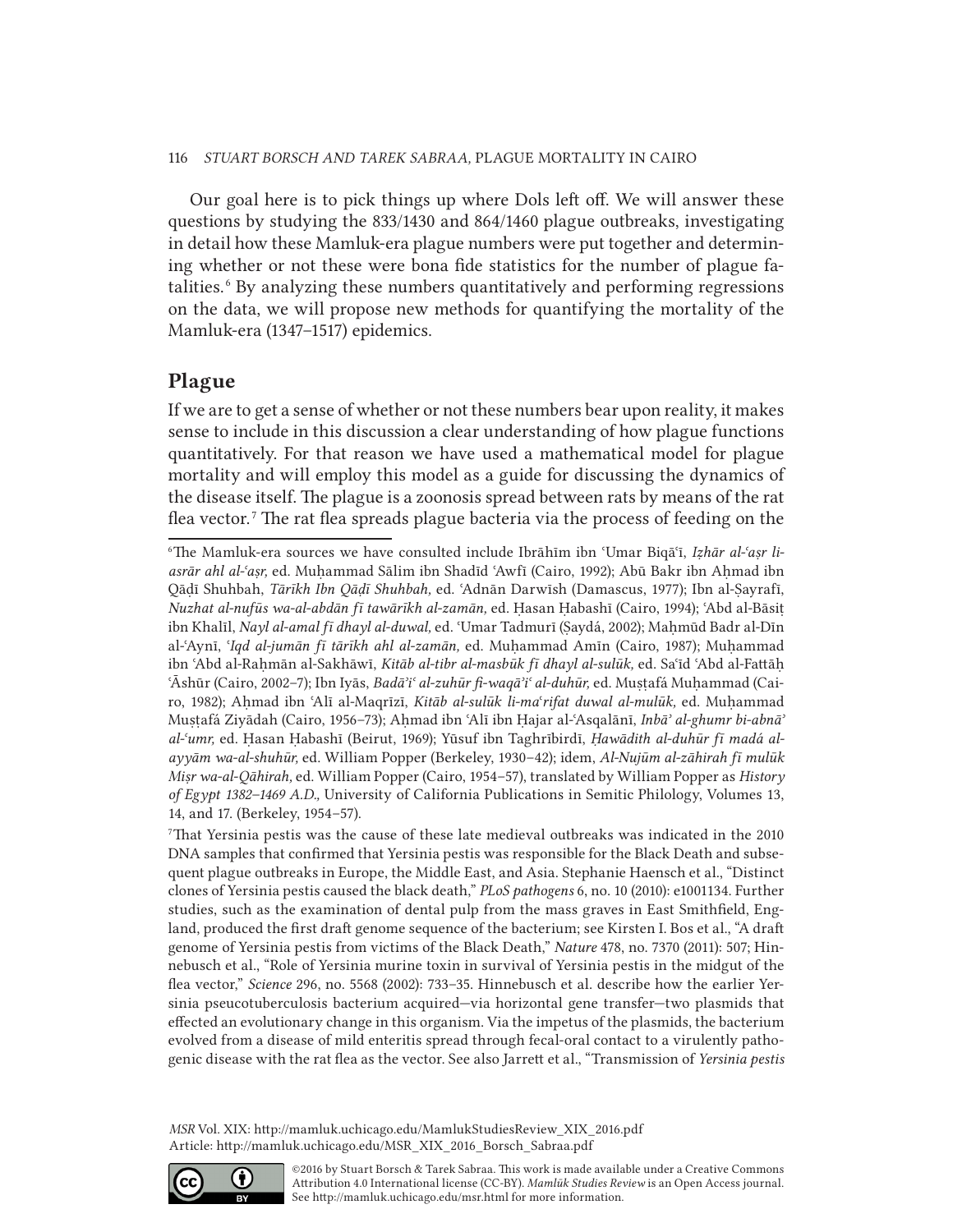Our goal here is to pick things up where Dols left off. We will answer these questions by studying the 833/1430 and 864/1460 plague outbreaks, investigating in detail how these Mamluk-era plague numbers were put together and determining whether or not these were bona fide statistics for the number of plague fatalities.[6] By analyzing these numbers quantitatively and performing regressions on the data, we will propose new methods for quantifying the mortality of the Mamluk-era (1347–1517) epidemics.

## Plague

If we are to get a sense of whether or not these numbers bear upon reality, it makes sense to include in this discussion a clear understanding of how plague functions quantitatively. For that reason we have used a mathematical model for plague mortality and will employ this model as a guide for discussing the dynamics of the disease itself. The plague is a zoonosis spread between rats by means of the rat flea vector.[7] The rat flea spreads plague bacteria via the process of feeding on the

---

[6]The Mamluk-era sources we have consulted include Ibrāhīm ibn ʿUmar Biqāʿī, *Iẓhār al-ʿaṣr li-asrār ahl al-ʿaṣr,* ed. Muḥammad Sālim ibn Shadīd ʿAwfī (Cairo, 1992); Abū Bakr ibn Aḥmad ibn Qāḍī Shuhbah, *Tārīkh Ibn Qāḍī Shuhbah,* ed. ʿAdnān Darwīsh (Damascus, 1977); Ibn al-Ṣayrafī, *Nuzhat al-nufūs wa-al-abdān fī tawārīkh al-zamān,* ed. Ḥasan Ḥabashī (Cairo, 1994); ʿAbd al-Bāsiṭ ibn Khalīl, *Nayl al-amal fī dhayl al-duwal,* ed. ʿUmar Tadmurī (Ṣaydá, 2002); Maḥmūd Badr al-Dīn al-ʿAynī, *ʿIqd al-jumān fī tārīkh ahl al-zamān,* ed. Muḥammad Amīn (Cairo, 1987); Muḥammad ibn ʿAbd al-Raḥmān al-Sakhāwī, *Kitāb al-tibr al-masbūk fī dhayl al-sulūk,* ed. Saʿīd ʿAbd al-Fattāḥ ʿĀshūr (Cairo, 2002–7); Ibn Iyās, *Badāʾiʿ al-zuhūr fī-waqāʾiʿ al-duhūr,* ed. Muṣṭafá Muḥammad (Cairo, 1982); Aḥmad ibn ʿAlī al-Maqrīzī, *Kitāb al-sulūk li-maʿrifat duwal al-mulūk,* ed. Muḥammad Muṣṭafá Ziyādah (Cairo, 1956–73); Aḥmad ibn ʿAlī ibn Ḥajar al-ʿAsqalānī, *Inbāʾ al-ghumr bi-abnāʾ al-ʿumr,* ed. Ḥasan Ḥabashī (Beirut, 1969); Yūsuf ibn Taghrībirdī, *Ḥawādith al-duhūr fī madá al-ayyām wa-al-shuhūr,* ed. William Popper (Berkeley, 1930–42); idem, *Al-Nujūm al-zāhirah fī mulūk Miṣr wa-al-Qāhirah,* ed. William Popper (Cairo, 1954–57), translated by William Popper as *History of Egypt 1382–1469 A.D.,* University of California Publications in Semitic Philology, Volumes 13, 14, and 17. (Berkeley, 1954–57).

[7]That Yersinia pestis was the cause of these late medieval outbreaks was indicated in the 2010 DNA samples that confirmed that Yersinia pestis was responsible for the Black Death and subsequent plague outbreaks in Europe, the Middle East, and Asia. Stephanie Haensch et al., "Distinct clones of Yersinia pestis caused the black death," *PLoS pathogens* 6, no. 10 (2010): e1001134. Further studies, such as the examination of dental pulp from the mass graves in East Smithfield, England, produced the first draft genome sequence of the bacterium; see Kirsten I. Bos et al., "A draft genome of Yersinia pestis from victims of the Black Death," *Nature* 478, no. 7370 (2011): 507; Hinnebusch et al., "Role of Yersinia murine toxin in survival of Yersinia pestis in the midgut of the flea vector," *Science* 296, no. 5568 (2002): 733–35. Hinnebusch et al. describe how the earlier Yersinia pseucotuberculosis bacterium acquired—via horizontal gene transfer—two plasmids that effected an evolutionary change in this organism. Via the impetus of the plasmids, the bacterium evolved from a disease of mild enteritis spread through fecal-oral contact to a virulently pathogenic disease with the rat flea as the vector. See also Jarrett et al., "Transmission of *Yersinia pestis*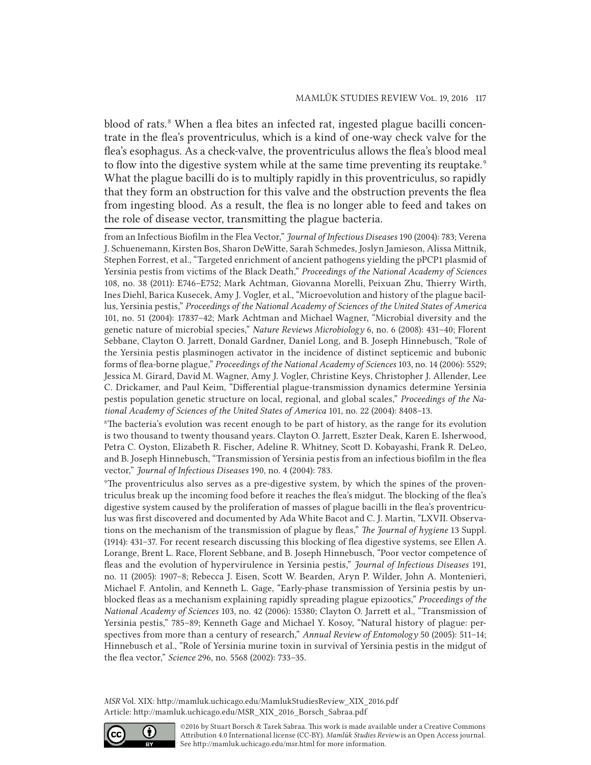blood of rats.[8] When a flea bites an infected rat, ingested plague bacilli concentrate in the flea's proventriculus, which is a kind of one-way check valve for the flea's esophagus. As a check-valve, the proventriculus allows the flea's blood meal to flow into the digestive system while at the same time preventing its reuptake.[9] What the plague bacilli do is to multiply rapidly in this proventriculus, so rapidly that they form an obstruction for this valve and the obstruction prevents the flea from ingesting blood. As a result, the flea is no longer able to feed and takes on the role of disease vector, transmitting the plague bacteria.

---

from an Infectious Biofilm in the Flea Vector," *Journal of Infectious Diseases* 190 (2004): 783; Verena J. Schuenemann, Kirsten Bos, Sharon DeWitte, Sarah Schmedes, Joslyn Jamieson, Alissa Mittnik, Stephen Forrest, et al., "Targeted enrichment of ancient pathogens yielding the pPCP1 plasmid of Yersinia pestis from victims of the Black Death," *Proceedings of the National Academy of Sciences* 108, no. 38 (2011): E746–E752; Mark Achtman, Giovanna Morelli, Peixuan Zhu, Thierry Wirth, Ines Diehl, Barica Kusecek, Amy J. Vogler, et al., "Microevolution and history of the plague bacillus, Yersinia pestis," *Proceedings of the National Academy of Sciences of the United States of America* 101, no. 51 (2004): 17837–42; Mark Achtman and Michael Wagner, "Microbial diversity and the genetic nature of microbial species," *Nature Reviews Microbiology* 6, no. 6 (2008): 431–40; Florent Sebbane, Clayton O. Jarrett, Donald Gardner, Daniel Long, and B. Joseph Hinnebusch, "Role of the Yersinia pestis plasminogen activator in the incidence of distinct septicemic and bubonic forms of flea-borne plague," *Proceedings of the National Academy of Sciences* 103, no. 14 (2006): 5529; Jessica M. Girard, David M. Wagner, Amy J. Vogler, Christine Keys, Christopher J. Allender, Lee C. Drickamer, and Paul Keim, "Differential plague-transmission dynamics determine Yersinia pestis population genetic structure on local, regional, and global scales," *Proceedings of the National Academy of Sciences of the United States of America* 101, no. 22 (2004): 8408–13.

[8]The bacteria's evolution was recent enough to be part of history, as the range for its evolution is two thousand to twenty thousand years. Clayton O. Jarrett, Eszter Deak, Karen E. Isherwood, Petra C. Oyston, Elizabeth R. Fischer, Adeline R. Whitney, Scott D. Kobayashi, Frank R. DeLeo, and B. Joseph Hinnebusch, "Transmission of Yersinia pestis from an infectious biofilm in the flea vector," *Journal of Infectious Diseases* 190, no. 4 (2004): 783.

[9]The proventriculus also serves as a pre-digestive system, by which the spines of the proventriculus break up the incoming food before it reaches the flea's midgut. The blocking of the flea's digestive system caused by the proliferation of masses of plague bacilli in the flea's proventriculus was first discovered and documented by Ada White Bacot and C. J. Martin, "LXVII. Observations on the mechanism of the transmission of plague by fleas," *The Journal of hygiene* 13 Suppl. (1914): 431–37. For recent research discussing this blocking of flea digestive systems, see Ellen A. Lorange, Brent L. Race, Florent Sebbane, and B. Joseph Hinnebusch, "Poor vector competence of fleas and the evolution of hypervirulence in Yersinia pestis," *Journal of Infectious Diseases* 191, no. 11 (2005): 1907–8; Rebecca J. Eisen, Scott W. Bearden, Aryn P. Wilder, John A. Montenieri, Michael F. Antolin, and Kenneth L. Gage, "Early-phase transmission of Yersinia pestis by unblocked fleas as a mechanism explaining rapidly spreading plague epizootics," *Proceedings of the National Academy of Sciences* 103, no. 42 (2006): 15380; Clayton O. Jarrett et al., "Transmission of Yersinia pestis," 785–89; Kenneth Gage and Michael Y. Kosoy, "Natural history of plague: perspectives from more than a century of research," *Annual Review of Entomology* 50 (2005): 511–14; Hinnebusch et al., "Role of Yersinia murine toxin in survival of Yersinia pestis in the midgut of the flea vector," *Science* 296, no. 5568 (2002): 733–35.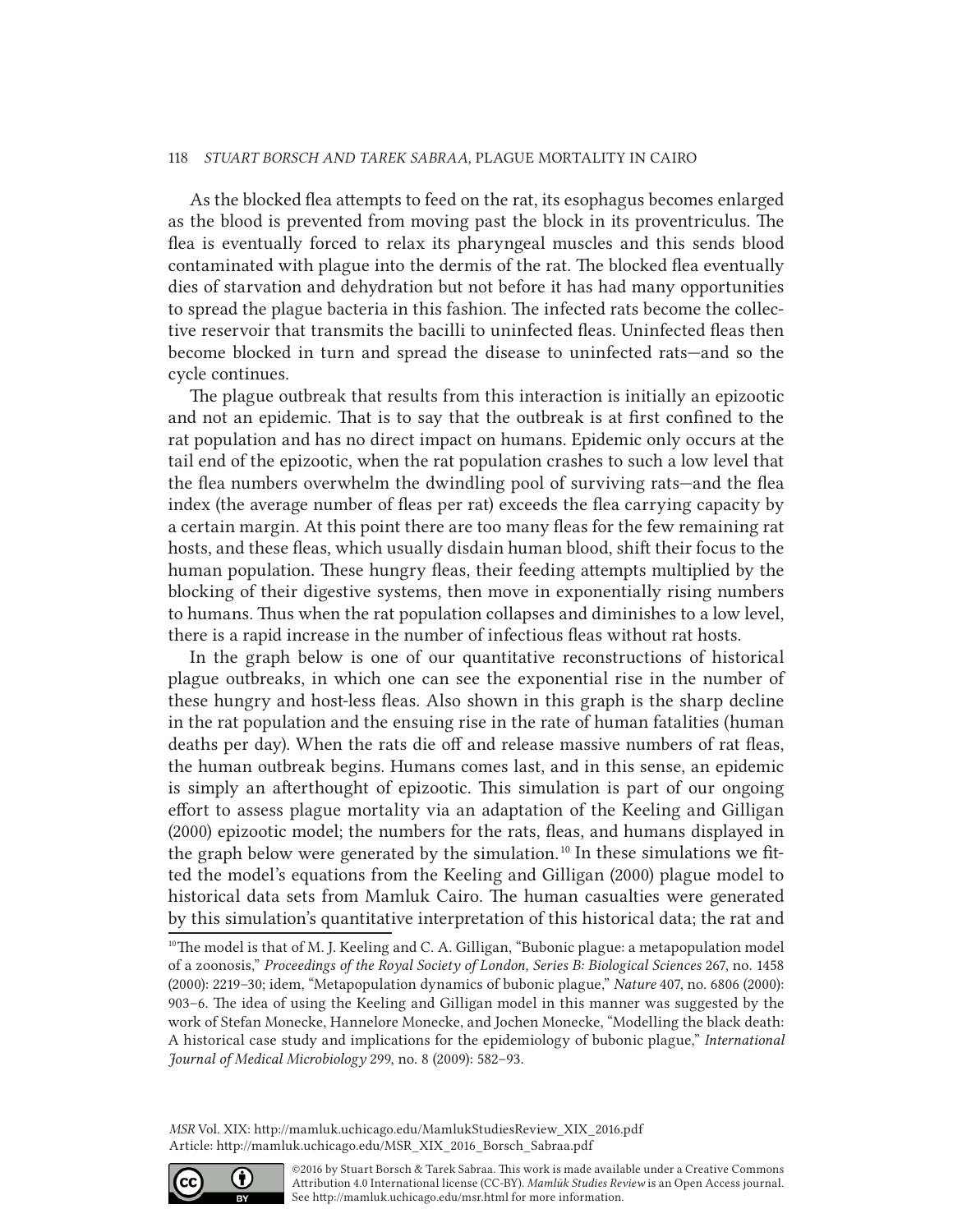As the blocked flea attempts to feed on the rat, its esophagus becomes enlarged as the blood is prevented from moving past the block in its proventriculus. The flea is eventually forced to relax its pharyngeal muscles and this sends blood contaminated with plague into the dermis of the rat. The blocked flea eventually dies of starvation and dehydration but not before it has had many opportunities to spread the plague bacteria in this fashion. The infected rats become the collective reservoir that transmits the bacilli to uninfected fleas. Uninfected fleas then become blocked in turn and spread the disease to uninfected rats—and so the cycle continues.

The plague outbreak that results from this interaction is initially an epizootic and not an epidemic. That is to say that the outbreak is at first confined to the rat population and has no direct impact on humans. Epidemic only occurs at the tail end of the epizootic, when the rat population crashes to such a low level that the flea numbers overwhelm the dwindling pool of surviving rats—and the flea index (the average number of fleas per rat) exceeds the flea carrying capacity by a certain margin. At this point there are too many fleas for the few remaining rat hosts, and these fleas, which usually disdain human blood, shift their focus to the human population. These hungry fleas, their feeding attempts multiplied by the blocking of their digestive systems, then move in exponentially rising numbers to humans. Thus when the rat population collapses and diminishes to a low level, there is a rapid increase in the number of infectious fleas without rat hosts.

In the graph below is one of our quantitative reconstructions of historical plague outbreaks, in which one can see the exponential rise in the number of these hungry and host-less fleas. Also shown in this graph is the sharp decline in the rat population and the ensuing rise in the rate of human fatalities (human deaths per day). When the rats die off and release massive numbers of rat fleas, the human outbreak begins. Humans comes last, and in this sense, an epidemic is simply an afterthought of epizootic. This simulation is part of our ongoing effort to assess plague mortality via an adaptation of the Keeling and Gilligan (2000) epizootic model; the numbers for the rats, fleas, and humans displayed in the graph below were generated by the simulation.[10] In these simulations we fitted the model's equations from the Keeling and Gilligan (2000) plague model to historical data sets from Mamluk Cairo. The human casualties were generated by this simulation's quantitative interpretation of this historical data; the rat and

[10] The model is that of M. J. Keeling and C. A. Gilligan, "Bubonic plague: a metapopulation model of a zoonosis," *Proceedings of the Royal Society of London, Series B: Biological Sciences* 267, no. 1458 (2000): 2219–30; idem, "Metapopulation dynamics of bubonic plague," *Nature* 407, no. 6806 (2000): 903–6. The idea of using the Keeling and Gilligan model in this manner was suggested by the work of Stefan Monecke, Hannelore Monecke, and Jochen Monecke, "Modelling the black death: A historical case study and implications for the epidemiology of bubonic plague," *International Journal of Medical Microbiology* 299, no. 8 (2009): 582–93.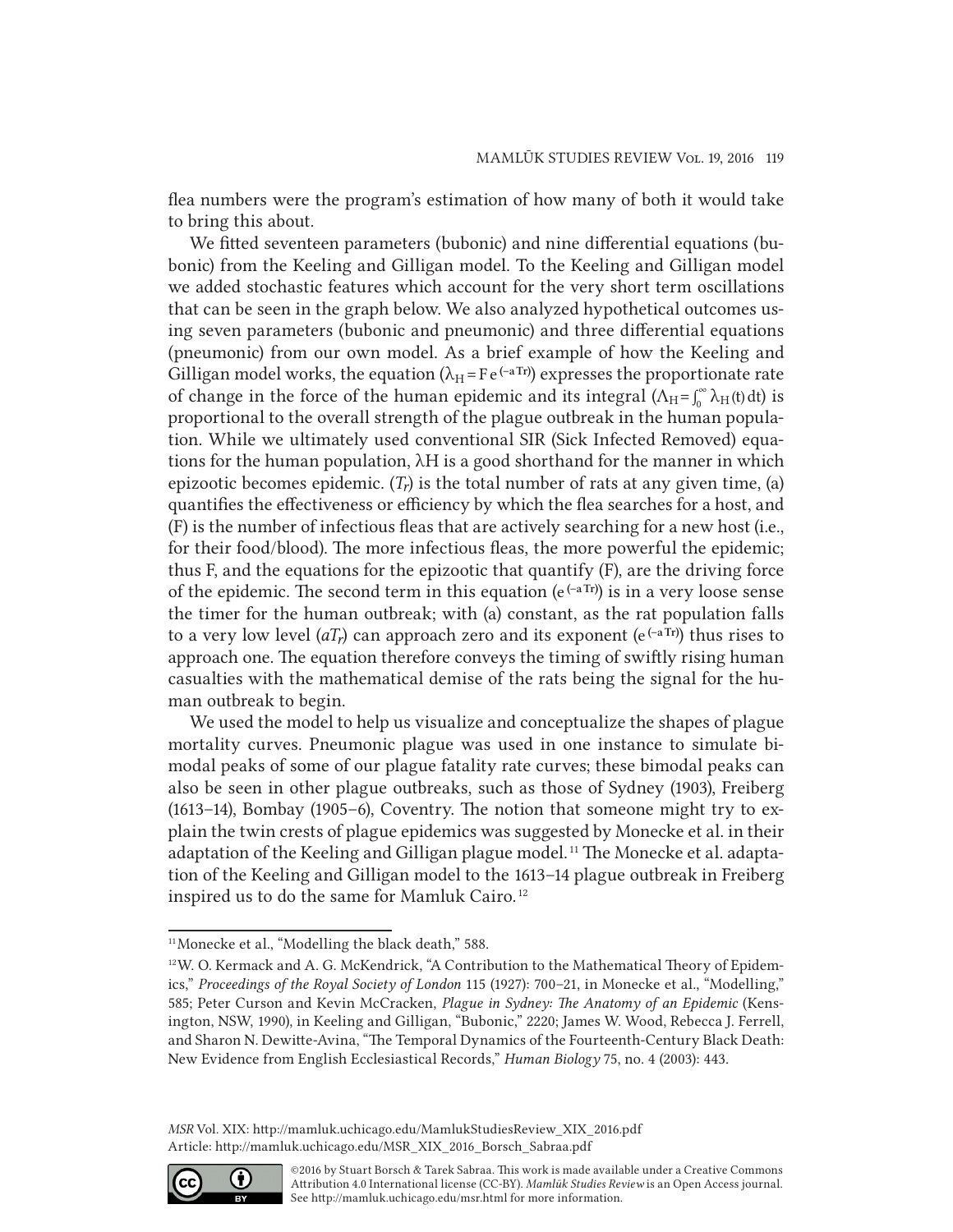flea numbers were the program's estimation of how many of both it would take to bring this about.

We fitted seventeen parameters (bubonic) and nine differential equations (bubonic) from the Keeling and Gilligan model. To the Keeling and Gilligan model we added stochastic features which account for the very short term oscillations that can be seen in the graph below. We also analyzed hypothetical outcomes using seven parameters (bubonic and pneumonic) and three differential equations (pneumonic) from our own model. As a brief example of how the Keeling and Gilligan model works, the equation ($\lambda_H = F\,e^{(-a\,Tr)}$) expresses the proportionate rate of change in the force of the human epidemic and its integral ($\Lambda_H = \int_0^\infty \lambda_H(t)\,dt$) is proportional to the overall strength of the plague outbreak in the human population. While we ultimately used conventional SIR (Sick Infected Removed) equations for the human population, λH is a good shorthand for the manner in which epizootic becomes epidemic. ($T_r$) is the total number of rats at any given time, (a) quantifies the effectiveness or efficiency by which the flea searches for a host, and (F) is the number of infectious fleas that are actively searching for a new host (i.e., for their food/blood). The more infectious fleas, the more powerful the epidemic; thus F, and the equations for the epizootic that quantify (F), are the driving force of the epidemic. The second term in this equation ($e^{(-a\,Tr)}$) is in a very loose sense the timer for the human outbreak; with (a) constant, as the rat population falls to a very low level ($aT_r$) can approach zero and its exponent ($e^{(-a\,Tr)}$) thus rises to approach one. The equation therefore conveys the timing of swiftly rising human casualties with the mathematical demise of the rats being the signal for the human outbreak to begin.

We used the model to help us visualize and conceptualize the shapes of plague mortality curves. Pneumonic plague was used in one instance to simulate bimodal peaks of some of our plague fatality rate curves; these bimodal peaks can also be seen in other plague outbreaks, such as those of Sydney (1903), Freiberg (1613–14), Bombay (1905–6), Coventry. The notion that someone might try to explain the twin crests of plague epidemics was suggested by Monecke et al. in their adaptation of the Keeling and Gilligan plague model.[11] The Monecke et al. adaptation of the Keeling and Gilligan model to the 1613–14 plague outbreak in Freiberg inspired us to do the same for Mamluk Cairo.[12]

---

[11] Monecke et al., "Modelling the black death," 588.

[12] W. O. Kermack and A. G. McKendrick, "A Contribution to the Mathematical Theory of Epidemics," *Proceedings of the Royal Society of London* 115 (1927): 700–21, in Monecke et al., "Modelling," 585; Peter Curson and Kevin McCracken, *Plague in Sydney: The Anatomy of an Epidemic* (Kensington, NSW, 1990), in Keeling and Gilligan, "Bubonic," 2220; James W. Wood, Rebecca J. Ferrell, and Sharon N. Dewitte-Avina, "The Temporal Dynamics of the Fourteenth-Century Black Death: New Evidence from English Ecclesiastical Records," *Human Biology* 75, no. 4 (2003): 443.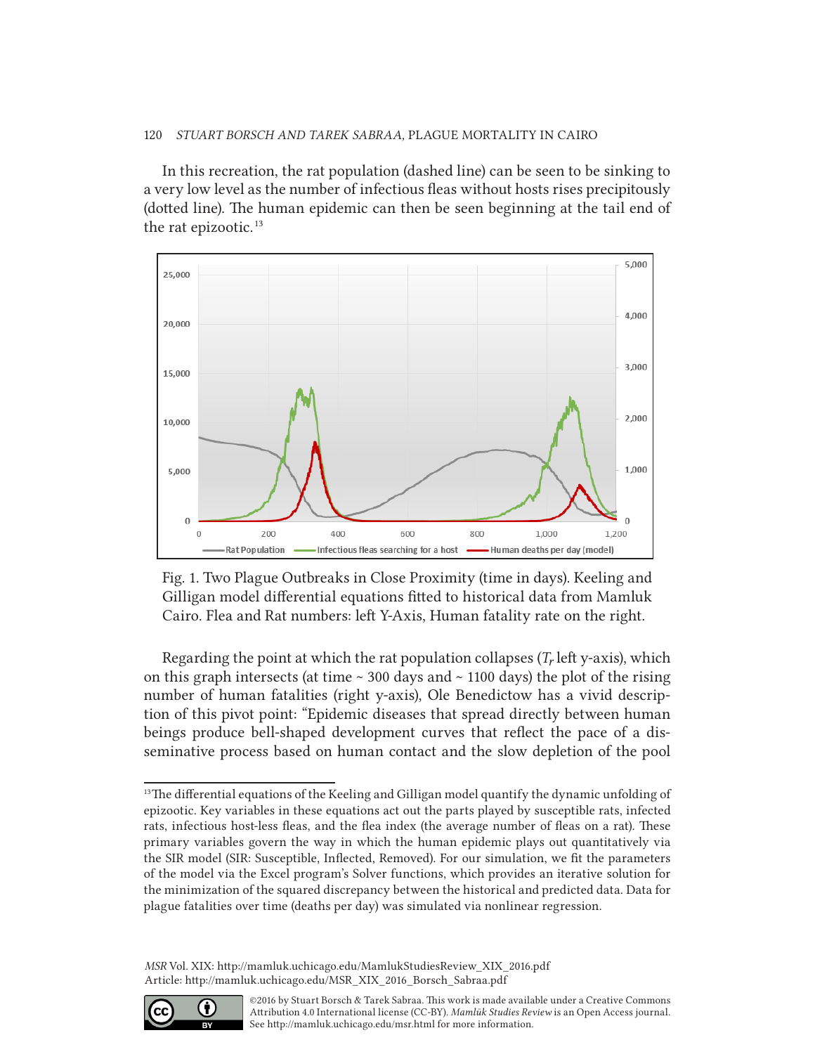In this recreation, the rat population (dashed line) can be seen to be sinking to a very low level as the number of infectious fleas without hosts rises precipitously (dotted line). The human epidemic can then be seen beginning at the tail end of the rat epizootic.[13]

25,000
20,000
15,000
10,000
5,000
0

5,000
4,000
3,000
2,000
1,000
0

0 200 400 600 800 1,000 1,200

Rat Population — Infectious fleas searching for a host — Human deaths per day (model)

Fig. 1. Two Plague Outbreaks in Close Proximity (time in days). Keeling and Gilligan model differential equations fitted to historical data from Mamluk Cairo. Flea and Rat numbers: left Y-Axis, Human fatality rate on the right.

Regarding the point at which the rat population collapses ($T_r$ left y-axis), which on this graph intersects (at time ~ 300 days and ~ 1100 days) the plot of the rising number of human fatalities (right y-axis), Ole Benedictow has a vivid description of this pivot point: "Epidemic diseases that spread directly between human beings produce bell-shaped development curves that reflect the pace of a disseminative process based on human contact and the slow depletion of the pool

[13]The differential equations of the Keeling and Gilligan model quantify the dynamic unfolding of epizootic. Key variables in these equations act out the parts played by susceptible rats, infected rats, infectious host-less fleas, and the flea index (the average number of fleas on a rat). These primary variables govern the way in which the human epidemic plays out quantitatively via the SIR model (SIR: Susceptible, Inflected, Removed). For our simulation, we fit the parameters of the model via the Excel program's Solver functions, which provides an iterative solution for the minimization of the squared discrepancy between the historical and predicted data. Data for plague fatalities over time (deaths per day) was simulated via nonlinear regression.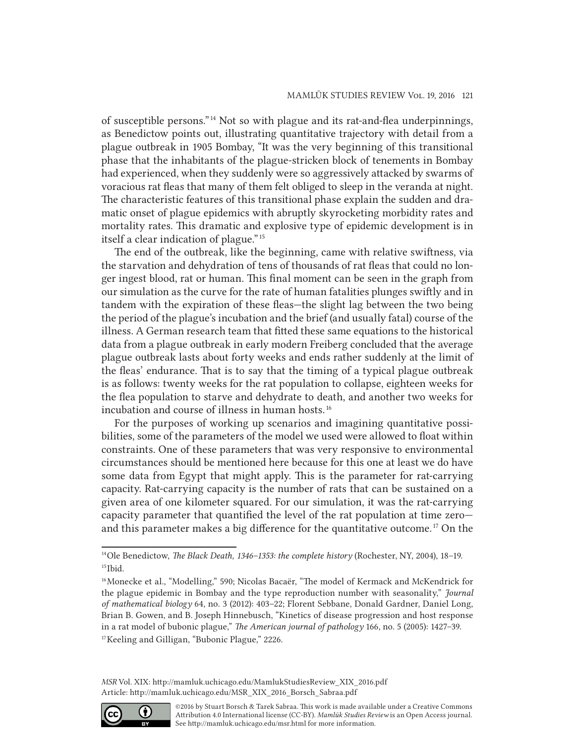of susceptible persons."[14] Not so with plague and its rat-and-flea underpinnings, as Benedictow points out, illustrating quantitative trajectory with detail from a plague outbreak in 1905 Bombay, "It was the very beginning of this transitional phase that the inhabitants of the plague-stricken block of tenements in Bombay had experienced, when they suddenly were so aggressively attacked by swarms of voracious rat fleas that many of them felt obliged to sleep in the veranda at night. The characteristic features of this transitional phase explain the sudden and dramatic onset of plague epidemics with abruptly skyrocketing morbidity rates and mortality rates. This dramatic and explosive type of epidemic development is in itself a clear indication of plague."[15]

The end of the outbreak, like the beginning, came with relative swiftness, via the starvation and dehydration of tens of thousands of rat fleas that could no longer ingest blood, rat or human. This final moment can be seen in the graph from our simulation as the curve for the rate of human fatalities plunges swiftly and in tandem with the expiration of these fleas—the slight lag between the two being the period of the plague's incubation and the brief (and usually fatal) course of the illness. A German research team that fitted these same equations to the historical data from a plague outbreak in early modern Freiberg concluded that the average plague outbreak lasts about forty weeks and ends rather suddenly at the limit of the fleas' endurance. That is to say that the timing of a typical plague outbreak is as follows: twenty weeks for the rat population to collapse, eighteen weeks for the flea population to starve and dehydrate to death, and another two weeks for incubation and course of illness in human hosts.[16]

For the purposes of working up scenarios and imagining quantitative possibilities, some of the parameters of the model we used were allowed to float within constraints. One of these parameters that was very responsive to environmental circumstances should be mentioned here because for this one at least we do have some data from Egypt that might apply. This is the parameter for rat-carrying capacity. Rat-carrying capacity is the number of rats that can be sustained on a given area of one kilometer squared. For our simulation, it was the rat-carrying capacity parameter that quantified the level of the rat population at time zero—and this parameter makes a big difference for the quantitative outcome.[17] On the

---

[14] Ole Benedictow, *The Black Death, 1346–1353: the complete history* (Rochester, NY, 2004), 18–19.

[15] Ibid.

[16] Monecke et al., "Modelling," 590; Nicolas Bacaër, "The model of Kermack and McKendrick for the plague epidemic in Bombay and the type reproduction number with seasonality," *Journal of mathematical biology* 64, no. 3 (2012): 403–22; Florent Sebbane, Donald Gardner, Daniel Long, Brian B. Gowen, and B. Joseph Hinnebusch, "Kinetics of disease progression and host response in a rat model of bubonic plague," *The American journal of pathology* 166, no. 5 (2005): 1427–39.

[17] Keeling and Gilligan, "Bubonic Plague," 2226.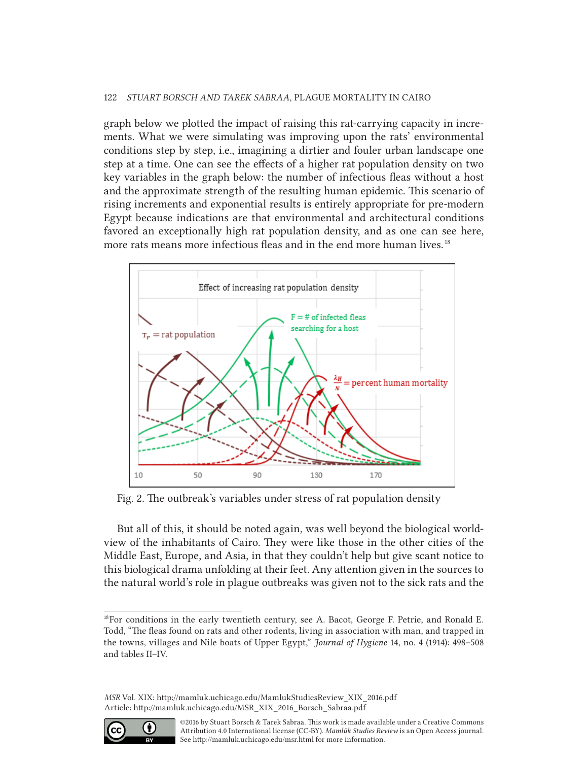graph below we plotted the impact of raising this rat-carrying capacity in increments. What we were simulating was improving upon the rats' environmental conditions step by step, i.e., imagining a dirtier and fouler urban landscape one step at a time. One can see the effects of a higher rat population density on two key variables in the graph below: the number of infectious fleas without a host and the approximate strength of the resulting human epidemic. This scenario of rising increments and exponential results is entirely appropriate for pre-modern Egypt because indications are that environmental and architectural conditions favored an exceptionally high rat population density, and as one can see here, more rats means more infectious fleas and in the end more human lives.[18]

Effect of increasing rat population density

$T_r$ = rat population

F = # of infected fleas searching for a host

$\frac{\lambda_H}{N}$ = percent human mortality

10
50
90
130
170

Fig. 2. The outbreak's variables under stress of rat population density

But all of this, it should be noted again, was well beyond the biological worldview of the inhabitants of Cairo. They were like those in the other cities of the Middle East, Europe, and Asia, in that they couldn't help but give scant notice to this biological drama unfolding at their feet. Any attention given in the sources to the natural world's role in plague outbreaks was given not to the sick rats and the

[18] For conditions in the early twentieth century, see A. Bacot, George F. Petrie, and Ronald E. Todd, "The fleas found on rats and other rodents, living in association with man, and trapped in the towns, villages and Nile boats of Upper Egypt," *Journal of Hygiene* 14, no. 4 (1914): 498–508 and tables II–IV.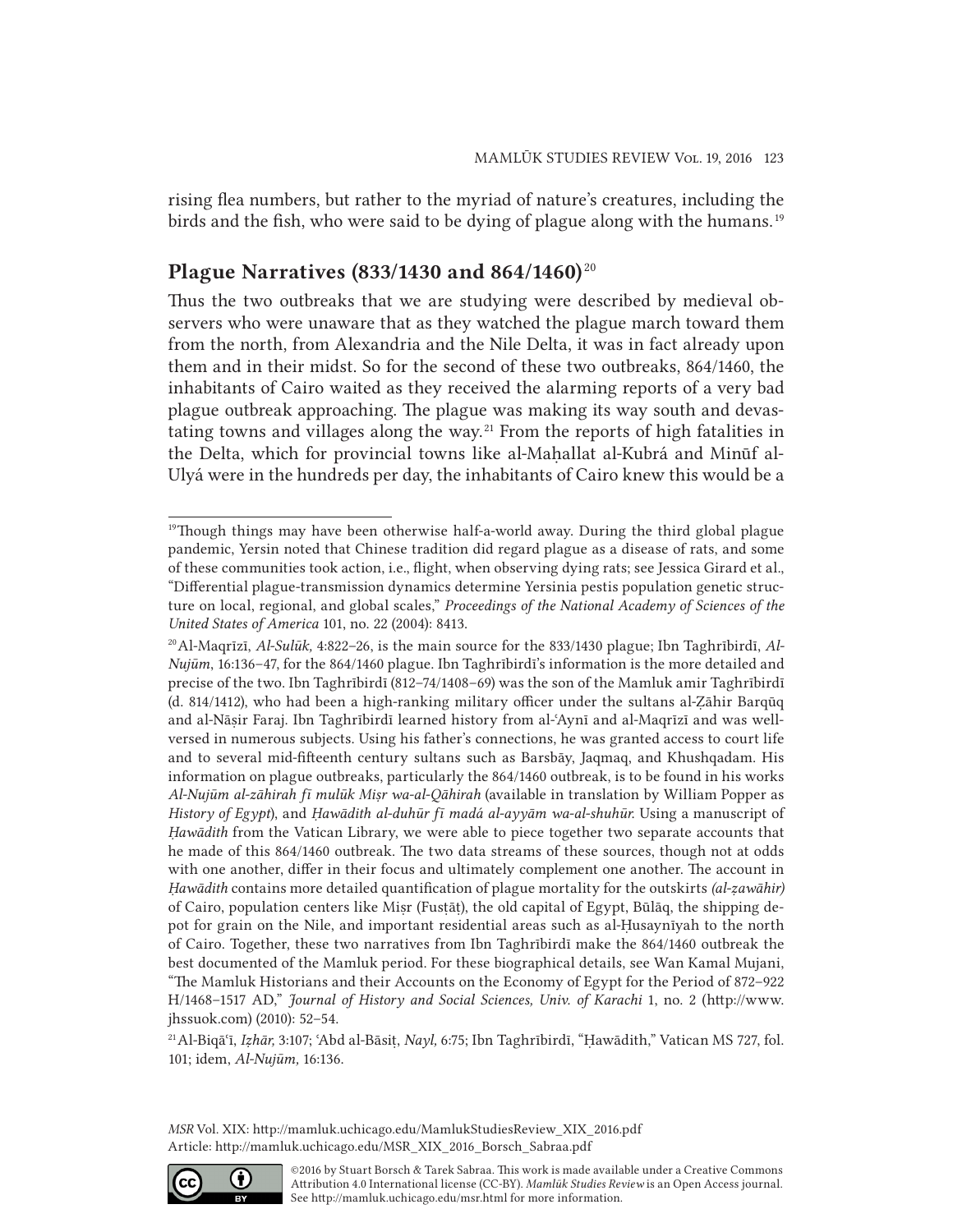rising flea numbers, but rather to the myriad of nature's creatures, including the birds and the fish, who were said to be dying of plague along with the humans.[19]

## Plague Narratives (833/1430 and 864/1460)[20]

Thus the two outbreaks that we are studying were described by medieval observers who were unaware that as they watched the plague march toward them from the north, from Alexandria and the Nile Delta, it was in fact already upon them and in their midst. So for the second of these two outbreaks, 864/1460, the inhabitants of Cairo waited as they received the alarming reports of a very bad plague outbreak approaching. The plague was making its way south and devastating towns and villages along the way.[21] From the reports of high fatalities in the Delta, which for provincial towns like al-Maḥallat al-Kubrá and Minūf al-Ulyá were in the hundreds per day, the inhabitants of Cairo knew this would be a

---

[19] Though things may have been otherwise half-a-world away. During the third global plague pandemic, Yersin noted that Chinese tradition did regard plague as a disease of rats, and some of these communities took action, i.e., flight, when observing dying rats; see Jessica Girard et al., "Differential plague-transmission dynamics determine Yersinia pestis population genetic structure on local, regional, and global scales," *Proceedings of the National Academy of Sciences of the United States of America* 101, no. 22 (2004): 8413.

[20] Al-Maqrīzī, *Al-Sulūk,* 4:822–26, is the main source for the 833/1430 plague; Ibn Taghrībirdī, *Al-Nujūm*, 16:136–47, for the 864/1460 plague. Ibn Taghrībirdī's information is the more detailed and precise of the two. Ibn Taghrībirdī (812–74/1408–69) was the son of the Mamluk amir Taghrībirdī (d. 814/1412), who had been a high-ranking military officer under the sultans al-Ẓāhir Barqūq and al-Nāṣir Faraj. Ibn Taghrībirdī learned history from al-ʿAynī and al-Maqrīzī and was well-versed in numerous subjects. Using his father's connections, he was granted access to court life and to several mid-fifteenth century sultans such as Barsbāy, Jaqmaq, and Khushqadam. His information on plague outbreaks, particularly the 864/1460 outbreak, is to be found in his works *Al-Nujūm al-zāhirah fī mulūk Miṣr wa-al-Qāhirah* (available in translation by William Popper as *History of Egypt*), and *Ḥawādith al-duhūr fī madá al-ayyām wa-al-shuhūr*. Using a manuscript of *Ḥawādith* from the Vatican Library, we were able to piece together two separate accounts that he made of this 864/1460 outbreak. The two data streams of these sources, though not at odds with one another, differ in their focus and ultimately complement one another. The account in *Ḥawādith* contains more detailed quantification of plague mortality for the outskirts *(al-ẓawāhir)* of Cairo, population centers like Miṣr (Fusṭāṭ), the old capital of Egypt, Būlāq, the shipping depot for grain on the Nile, and important residential areas such as al-Ḥusaynīyah to the north of Cairo. Together, these two narratives from Ibn Taghrībirdī make the 864/1460 outbreak the best documented of the Mamluk period. For these biographical details, see Wan Kamal Mujani, "The Mamluk Historians and their Accounts on the Economy of Egypt for the Period of 872–922 H/1468–1517 AD," *Journal of History and Social Sciences, Univ. of Karachi* 1, no. 2 (http://www.jhssuok.com) (2010): 52–54.

[21] Al-Biqāʿī, *Iẓhār,* 3:107; ʿAbd al-Bāsiṭ, *Nayl,* 6:75; Ibn Taghrībirdī, "Ḥawādith," Vatican MS 727, fol. 101; idem, *Al-Nujūm,* 16:136.

*MSR* Vol. XIX: http://mamluk.uchicago.edu/MamlukStudiesReview_XIX_2016.pdf
Article: http://mamluk.uchicago.edu/MSR_XIX_2016_Borsch_Sabraa.pdf

©2016 by Stuart Borsch & Tarek Sabraa. This work is made available under a Creative Commons Attribution 4.0 International license (CC-BY). *Mamlūk Studies Review* is an Open Access journal. See http://mamluk.uchicago.edu/msr.html for more information.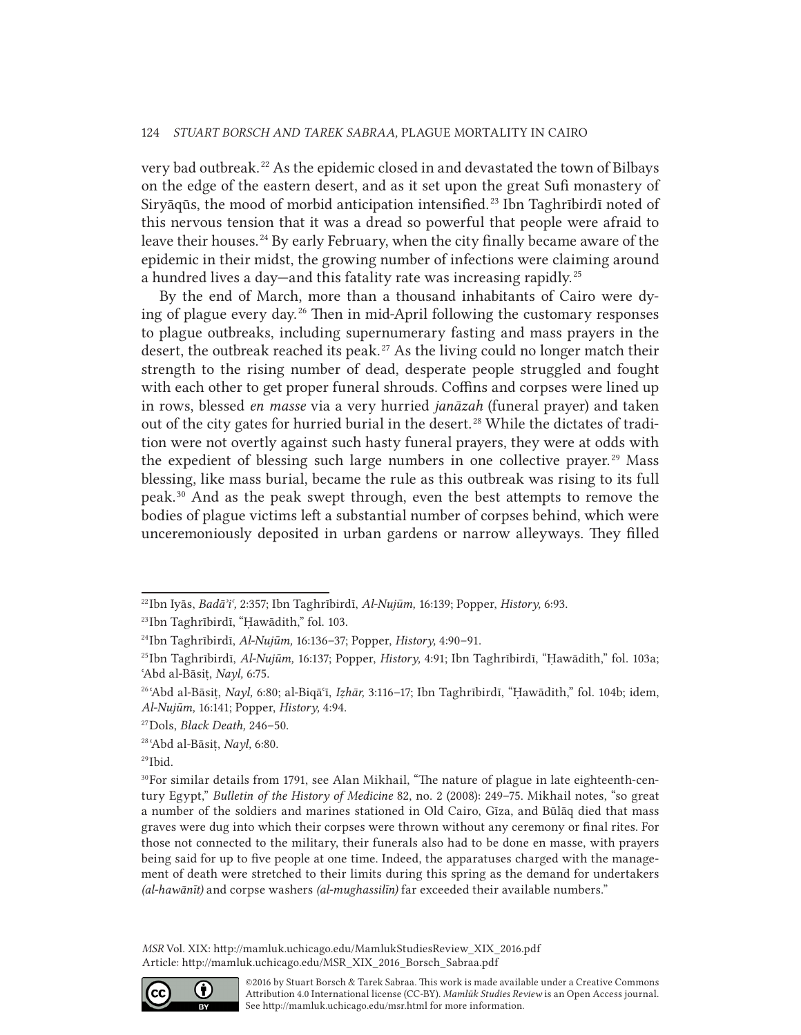very bad outbreak.[22] As the epidemic closed in and devastated the town of Bilbays on the edge of the eastern desert, and as it set upon the great Sufi monastery of Siryāqūs, the mood of morbid anticipation intensified.[23] Ibn Taghrībirdī noted of this nervous tension that it was a dread so powerful that people were afraid to leave their houses.[24] By early February, when the city finally became aware of the epidemic in their midst, the growing number of infections were claiming around a hundred lives a day—and this fatality rate was increasing rapidly.[25]

By the end of March, more than a thousand inhabitants of Cairo were dying of plague every day.[26] Then in mid-April following the customary responses to plague outbreaks, including supernumerary fasting and mass prayers in the desert, the outbreak reached its peak.[27] As the living could no longer match their strength to the rising number of dead, desperate people struggled and fought with each other to get proper funeral shrouds. Coffins and corpses were lined up in rows, blessed *en masse* via a very hurried *janāzah* (funeral prayer) and taken out of the city gates for hurried burial in the desert.[28] While the dictates of tradition were not overtly against such hasty funeral prayers, they were at odds with the expedient of blessing such large numbers in one collective prayer.[29] Mass blessing, like mass burial, became the rule as this outbreak was rising to its full peak.[30] And as the peak swept through, even the best attempts to remove the bodies of plague victims left a substantial number of corpses behind, which were unceremoniously deposited in urban gardens or narrow alleyways. They filled

---

[22] Ibn Iyās, *Badāʾiʿ,* 2:357; Ibn Taghrībirdī, *Al-Nujūm,* 16:139; Popper, *History,* 6:93.

[23] Ibn Taghrībirdī, "Ḥawādith," fol. 103.

[24] Ibn Taghrībirdī, *Al-Nujūm,* 16:136–37; Popper, *History,* 4:90–91.

[25] Ibn Taghrībirdī, *Al-Nujūm,* 16:137; Popper, *History,* 4:91; Ibn Taghrībirdī, "Ḥawādith," fol. 103a; ʿAbd al-Bāsiṭ, *Nayl,* 6:75.

[26] ʿAbd al-Bāsiṭ, *Nayl,* 6:80; al-Biqāʿī, *Iẓhār,* 3:116–17; Ibn Taghrībirdī, "Ḥawādith," fol. 104b; idem, *Al-Nujūm,* 16:141; Popper, *History,* 4:94.

[27] Dols, *Black Death,* 246–50.

[28] ʿAbd al-Bāsiṭ, *Nayl,* 6:80.

[29] Ibid.

[30] For similar details from 1791, see Alan Mikhail, "The nature of plague in late eighteenth-century Egypt," *Bulletin of the History of Medicine* 82, no. 2 (2008): 249–75. Mikhail notes, "so great a number of the soldiers and marines stationed in Old Cairo, Gīza, and Būlāq died that mass graves were dug into which their corpses were thrown without any ceremony or final rites. For those not connected to the military, their funerals also had to be done en masse, with prayers being said for up to five people at one time. Indeed, the apparatuses charged with the management of death were stretched to their limits during this spring as the demand for undertakers *(al-hawānīt)* and corpse washers *(al-mughassilīn)* far exceeded their available numbers."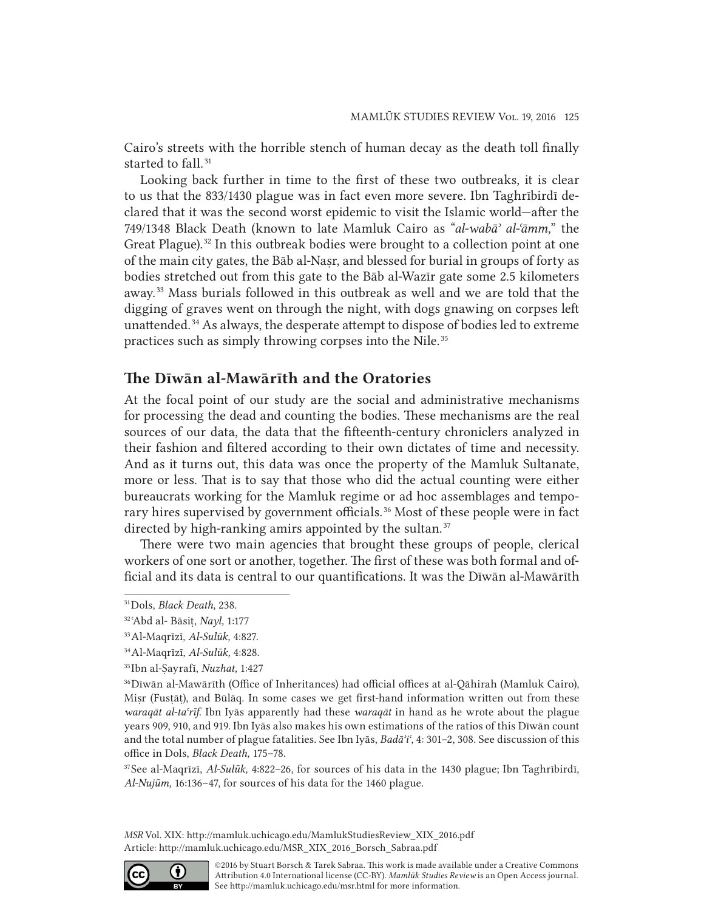Cairo's streets with the horrible stench of human decay as the death toll finally started to fall.[31]

Looking back further in time to the first of these two outbreaks, it is clear to us that the 833/1430 plague was in fact even more severe. Ibn Taghrībirdī declared that it was the second worst epidemic to visit the Islamic world—after the 749/1348 Black Death (known to late Mamluk Cairo as "*al-wabāʾ al-ʿāmm,*" the Great Plague).[32] In this outbreak bodies were brought to a collection point at one of the main city gates, the Bāb al-Naṣr, and blessed for burial in groups of forty as bodies stretched out from this gate to the Bāb al-Wazīr gate some 2.5 kilometers away.[33] Mass burials followed in this outbreak as well and we are told that the digging of graves went on through the night, with dogs gnawing on corpses left unattended.[34] As always, the desperate attempt to dispose of bodies led to extreme practices such as simply throwing corpses into the Nile.[35]

## The Dīwān al-Mawārīth and the Oratories

At the focal point of our study are the social and administrative mechanisms for processing the dead and counting the bodies. These mechanisms are the real sources of our data, the data that the fifteenth-century chroniclers analyzed in their fashion and filtered according to their own dictates of time and necessity. And as it turns out, this data was once the property of the Mamluk Sultanate, more or less. That is to say that those who did the actual counting were either bureaucrats working for the Mamluk regime or ad hoc assemblages and temporary hires supervised by government officials.[36] Most of these people were in fact directed by high-ranking amirs appointed by the sultan.[37]

There were two main agencies that brought these groups of people, clerical workers of one sort or another, together. The first of these was both formal and official and its data is central to our quantifications. It was the Dīwān al-Mawārīth

---

[31] Dols, *Black Death,* 238.

[32] ʿAbd al- Bāsiṭ, *Nayl,* 1:177

[33] Al-Maqrīzī, *Al-Sulūk,* 4:827.

[34] Al-Maqrīzī, *Al-Sulūk,* 4:828.

[35] Ibn al-Ṣayrafī, *Nuzhat,* 1:427

[36] Dīwān al-Mawārīth (Office of Inheritances) had official offices at al-Qāhirah (Mamluk Cairo), Miṣr (Fusṭāṭ), and Būlāq. In some cases we get first-hand information written out from these *waraqāt al-taʿrīf.* Ibn Iyās apparently had these *waraqāt* in hand as he wrote about the plague years 909, 910, and 919. Ibn Iyās also makes his own estimations of the ratios of this Dīwān count and the total number of plague fatalities. See Ibn Iyās, *Badāʾiʿ,* 4: 301–2, 308. See discussion of this office in Dols, *Black Death,* 175–78.

[37] See al-Maqrīzī, *Al-Sulūk,* 4:822–26, for sources of his data in the 1430 plague; Ibn Taghrībirdī, *Al-Nujūm,* 16:136–47, for sources of his data for the 1460 plague.

*MSR* Vol. XIX: http://mamluk.uchicago.edu/MamlukStudiesReview_XIX_2016.pdf
Article: http://mamluk.uchicago.edu/MSR_XIX_2016_Borsch_Sabraa.pdf

©2016 by Stuart Borsch & Tarek Sabraa. This work is made available under a Creative Commons Attribution 4.0 International license (CC-BY). *Mamlūk Studies Review* is an Open Access journal. See http://mamluk.uchicago.edu/msr.html for more information.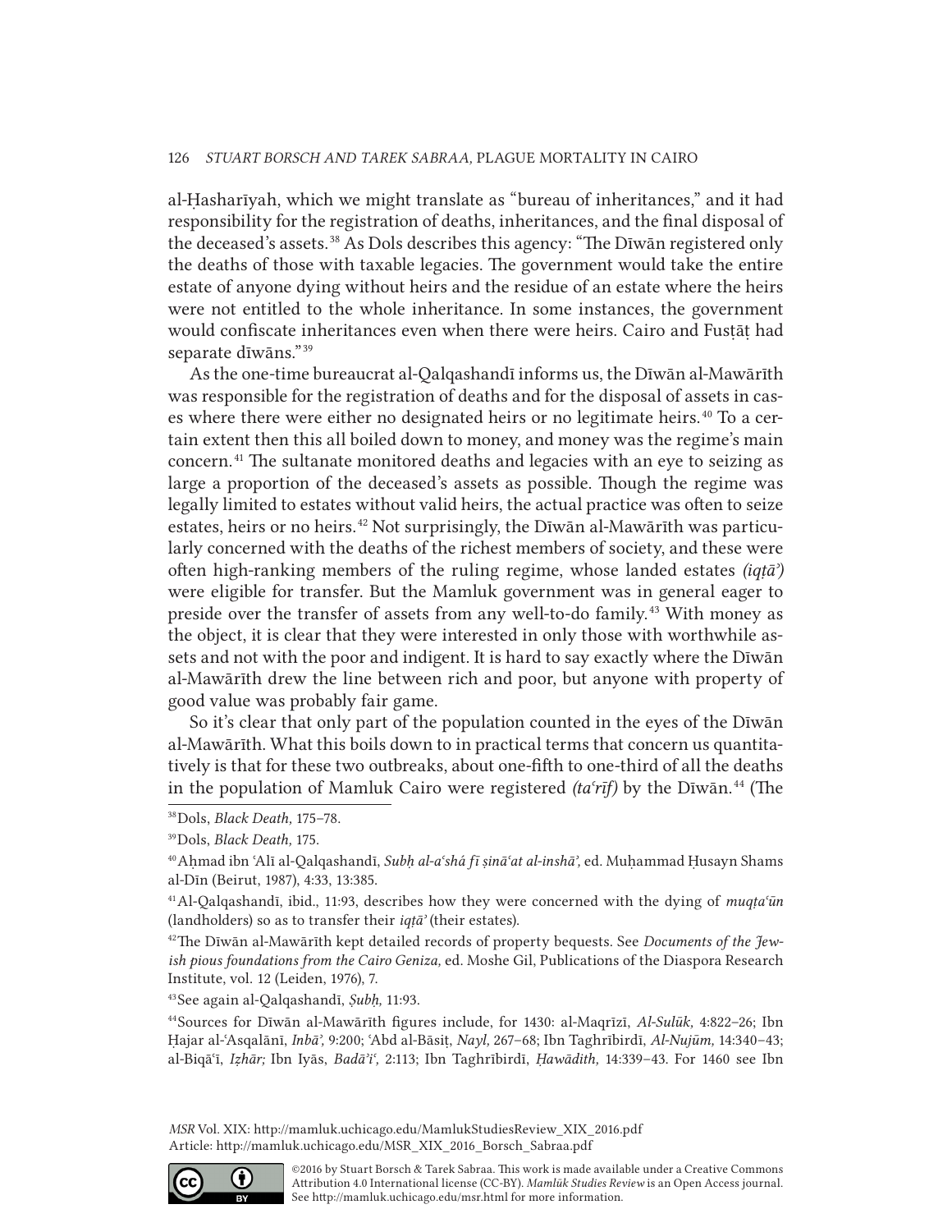al-Ḥasharīyah, which we might translate as "bureau of inheritances," and it had responsibility for the registration of deaths, inheritances, and the final disposal of the deceased's assets.[38] As Dols describes this agency: "The Dīwān registered only the deaths of those with taxable legacies. The government would take the entire estate of anyone dying without heirs and the residue of an estate where the heirs were not entitled to the whole inheritance. In some instances, the government would confiscate inheritances even when there were heirs. Cairo and Fusṭāṭ had separate dīwāns."[39]

As the one-time bureaucrat al-Qalqashandī informs us, the Dīwān al-Mawārīth was responsible for the registration of deaths and for the disposal of assets in cases where there were either no designated heirs or no legitimate heirs.[40] To a certain extent then this all boiled down to money, and money was the regime's main concern.[41] The sultanate monitored deaths and legacies with an eye to seizing as large a proportion of the deceased's assets as possible. Though the regime was legally limited to estates without valid heirs, the actual practice was often to seize estates, heirs or no heirs.[42] Not surprisingly, the Dīwān al-Mawārīth was particularly concerned with the deaths of the richest members of society, and these were often high-ranking members of the ruling regime, whose landed estates *(iqṭāʿ)* were eligible for transfer. But the Mamluk government was in general eager to preside over the transfer of assets from any well-to-do family.[43] With money as the object, it is clear that they were interested in only those with worthwhile assets and not with the poor and indigent. It is hard to say exactly where the Dīwān al-Mawārīth drew the line between rich and poor, but anyone with property of good value was probably fair game.

So it's clear that only part of the population counted in the eyes of the Dīwān al-Mawārīth. What this boils down to in practical terms that concern us quantitatively is that for these two outbreaks, about one-fifth to one-third of all the deaths in the population of Mamluk Cairo were registered *(taʿrīf)* by the Dīwān.[44] (The

---

[38]Dols, *Black Death,* 175–78.

[39]Dols, *Black Death,* 175.

[40]Aḥmad ibn ʿAlī al-Qalqashandī, *Subḥ al-aʿshá fī ṣināʿat al-inshāʾ,* ed. Muḥammad Ḥusayn Shams al-Dīn (Beirut, 1987), 4:33, 13:385.

[41]Al-Qalqashandī, ibid., 11:93, describes how they were concerned with the dying of *muqṭaʿūn* (landholders) so as to transfer their *iqṭāʿ* (their estates).

[42]The Dīwān al-Mawārīth kept detailed records of property bequests. See *Documents of the Jewish pious foundations from the Cairo Geniza,* ed. Moshe Gil, Publications of the Diaspora Research Institute, vol. 12 (Leiden, 1976), 7.

[43]See again al-Qalqashandī, *Ṣubḥ,* 11:93.

[44]Sources for Dīwān al-Mawārīth figures include, for 1430: al-Maqrīzī, *Al-Sulūk,* 4:822–26; Ibn Ḥajar al-ʿAsqalānī, *Inbāʾ,* 9:200; ʿAbd al-Bāsiṭ, *Nayl,* 267–68; Ibn Taghrībirdī, *Al-Nujūm,* 14:340–43; al-Biqāʿī, *Iẓhār;* Ibn Iyās, *Badāʾiʿ,* 2:113; Ibn Taghrībirdī, *Ḥawādith,* 14:339–43. For 1460 see Ibn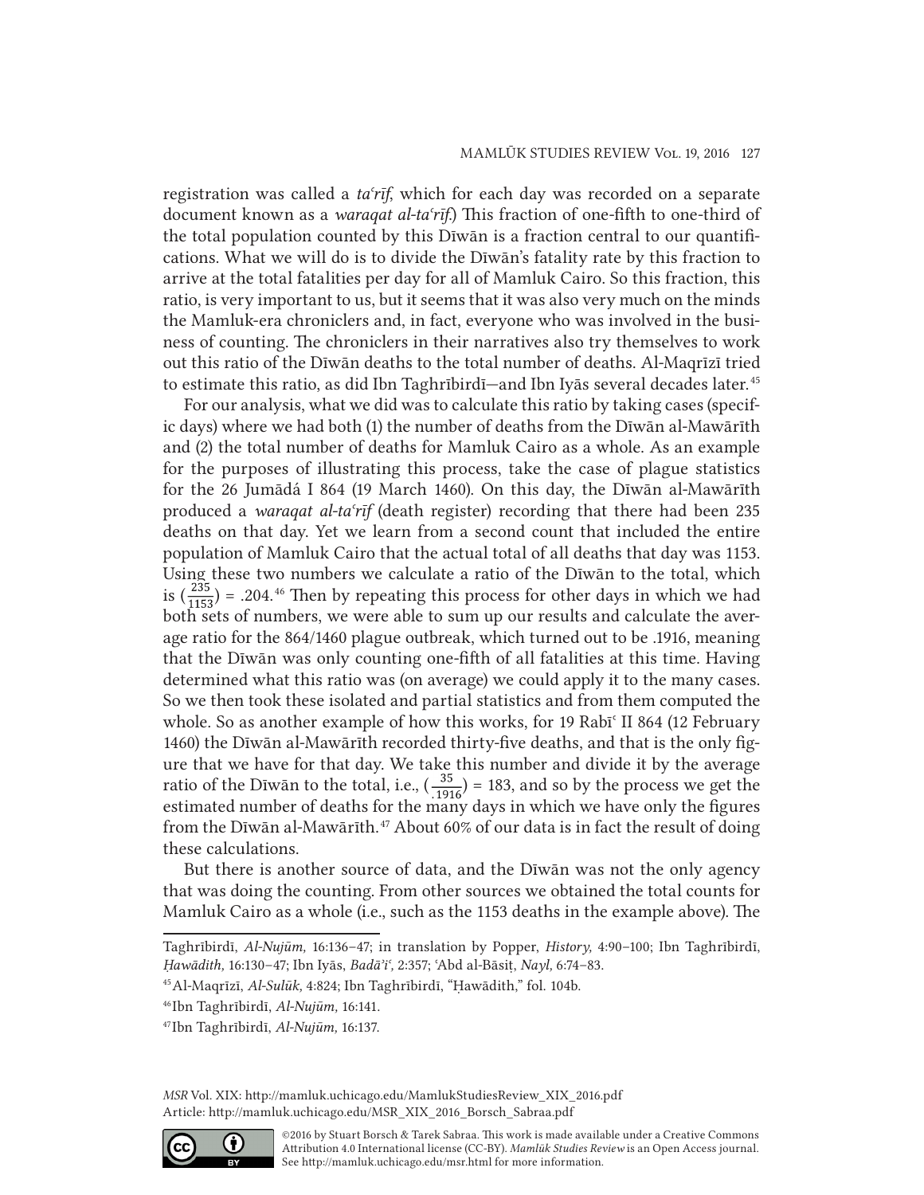registration was called a *taʿrīf*, which for each day was recorded on a separate document known as a *waraqat al-taʿrīf*.) This fraction of one-fifth to one-third of the total population counted by this Dīwān is a fraction central to our quantifications. What we will do is to divide the Dīwān's fatality rate by this fraction to arrive at the total fatalities per day for all of Mamluk Cairo. So this fraction, this ratio, is very important to us, but it seems that it was also very much on the minds the Mamluk-era chroniclers and, in fact, everyone who was involved in the business of counting. The chroniclers in their narratives also try themselves to work out this ratio of the Dīwān deaths to the total number of deaths. Al-Maqrīzī tried to estimate this ratio, as did Ibn Taghrībirdī—and Ibn Iyās several decades later.[45]

For our analysis, what we did was to calculate this ratio by taking cases (specific days) where we had both (1) the number of deaths from the Dīwān al-Mawārīth and (2) the total number of deaths for Mamluk Cairo as a whole. As an example for the purposes of illustrating this process, take the case of plague statistics for the 26 Jumādá I 864 (19 March 1460). On this day, the Dīwān al-Mawārīth produced a *waraqat al-taʿrīf* (death register) recording that there had been 235 deaths on that day. Yet we learn from a second count that included the entire population of Mamluk Cairo that the actual total of all deaths that day was 1153. Using these two numbers we calculate a ratio of the Dīwān to the total, which is $(\frac{235}{1153}) = .204$.[46] Then by repeating this process for other days in which we had both sets of numbers, we were able to sum up our results and calculate the average ratio for the 864/1460 plague outbreak, which turned out to be .1916, meaning that the Dīwān was only counting one-fifth of all fatalities at this time. Having determined what this ratio was (on average) we could apply it to the many cases. So we then took these isolated and partial statistics and from them computed the whole. So as another example of how this works, for 19 Rabīʿ II 864 (12 February 1460) the Dīwān al-Mawārīth recorded thirty-five deaths, and that is the only figure that we have for that day. We take this number and divide it by the average ratio of the Dīwān to the total, i.e., $(\frac{35}{.1916}) = 183$, and so by the process we get the estimated number of deaths for the many days in which we have only the figures from the Dīwān al-Mawārīth.[47] About 60% of our data is in fact the result of doing these calculations.

But there is another source of data, and the Dīwān was not the only agency that was doing the counting. From other sources we obtained the total counts for Mamluk Cairo as a whole (i.e., such as the 1153 deaths in the example above). The

---

Taghrībirdī, *Al-Nujūm,* 16:136–47; in translation by Popper, *History,* 4:90–100; Ibn Taghrībirdī, *Ḥawādith,* 16:130–47; Ibn Iyās, *Badāʾiʿ,* 2:357; ʿAbd al-Bāsiṭ, *Nayl,* 6:74–83.

[45] Al-Maqrīzī, *Al-Sulūk,* 4:824; Ibn Taghrībirdī, "Ḥawādith," fol. 104b.

[46] Ibn Taghrībirdī, *Al-Nujūm,* 16:141.

[47] Ibn Taghrībirdī, *Al-Nujūm,* 16:137.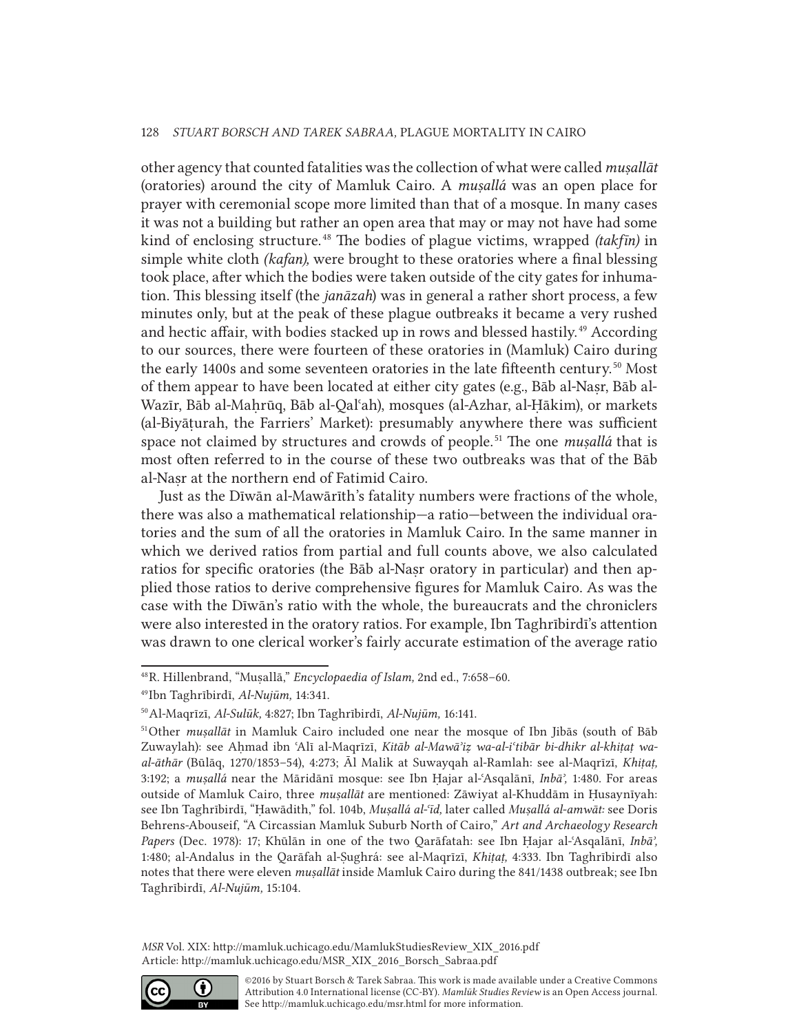other agency that counted fatalities was the collection of what were called *muṣallāt* (oratories) around the city of Mamluk Cairo. A *muṣallá* was an open place for prayer with ceremonial scope more limited than that of a mosque. In many cases it was not a building but rather an open area that may or may not have had some kind of enclosing structure.[48] The bodies of plague victims, wrapped *(takfīn)* in simple white cloth *(kafan),* were brought to these oratories where a final blessing took place, after which the bodies were taken outside of the city gates for inhumation. This blessing itself (the *janāzah*) was in general a rather short process, a few minutes only, but at the peak of these plague outbreaks it became a very rushed and hectic affair, with bodies stacked up in rows and blessed hastily.[49] According to our sources, there were fourteen of these oratories in (Mamluk) Cairo during the early 1400s and some seventeen oratories in the late fifteenth century.[50] Most of them appear to have been located at either city gates (e.g., Bāb al-Naṣr, Bāb al-Wazīr, Bāb al-Maḥrūq, Bāb al-Qalʿah), mosques (al-Azhar, al-Ḥākim), or markets (al-Biyāṭurah, the Farriers' Market): presumably anywhere there was sufficient space not claimed by structures and crowds of people.[51] The one *muṣallá* that is most often referred to in the course of these two outbreaks was that of the Bāb al-Naṣr at the northern end of Fatimid Cairo.

Just as the Dīwān al-Mawārīth's fatality numbers were fractions of the whole, there was also a mathematical relationship—a ratio—between the individual oratories and the sum of all the oratories in Mamluk Cairo. In the same manner in which we derived ratios from partial and full counts above, we also calculated ratios for specific oratories (the Bāb al-Naṣr oratory in particular) and then applied those ratios to derive comprehensive figures for Mamluk Cairo. As was the case with the Dīwān's ratio with the whole, the bureaucrats and the chroniclers were also interested in the oratory ratios. For example, Ibn Taghrībirdī's attention was drawn to one clerical worker's fairly accurate estimation of the average ratio

---

[48] R. Hillenbrand, "Muṣallā," *Encyclopaedia of Islam,* 2nd ed., 7:658–60.

[49] Ibn Taghrībirdī, *Al-Nujūm,* 14:341.

[50] Al-Maqrīzī, *Al-Sulūk,* 4:827; Ibn Taghrībirdī, *Al-Nujūm,* 16:141.

[51] Other *muṣallāt* in Mamluk Cairo included one near the mosque of Ibn Jibās (south of Bāb Zuwaylah): see Aḥmad ibn ʿAlī al-Maqrīzī, *Kitāb al-Mawāʿiẓ wa-al-iʿtibār bi-dhikr al-khiṭaṭ wa-al-āthār* (Būlāq, 1270/1853–54), 4:273; Āl Malik at Suwayqah al-Ramlah: see al-Maqrīzī, *Khiṭaṭ,* 3:192; a *muṣallá* near the Māridānī mosque: see Ibn Ḥajar al-ʿAsqalānī, *Inbāʾ,* 1:480. For areas outside of Mamluk Cairo, three *muṣallāt* are mentioned: Zāwiyat al-Khuddām in Ḥusaynīyah: see Ibn Taghrībirdī, "Ḥawādith," fol. 104b, *Muṣallá al-ʿīd,* later called *Muṣallá al-amwāt:* see Doris Behrens-Abouseif, "A Circassian Mamluk Suburb North of Cairo," *Art and Archaeology Research Papers* (Dec. 1978): 17; Khūlān in one of the two Qarāfatah: see Ibn Ḥajar al-ʿAsqalānī, *Inbāʾ,* 1:480; al-Andalus in the Qarāfah al-Ṣughrá: see al-Maqrīzī, *Khiṭaṭ,* 4:333. Ibn Taghrībirdī also notes that there were eleven *muṣallāt* inside Mamluk Cairo during the 841/1438 outbreak; see Ibn Taghrībirdī, *Al-Nujūm,* 15:104.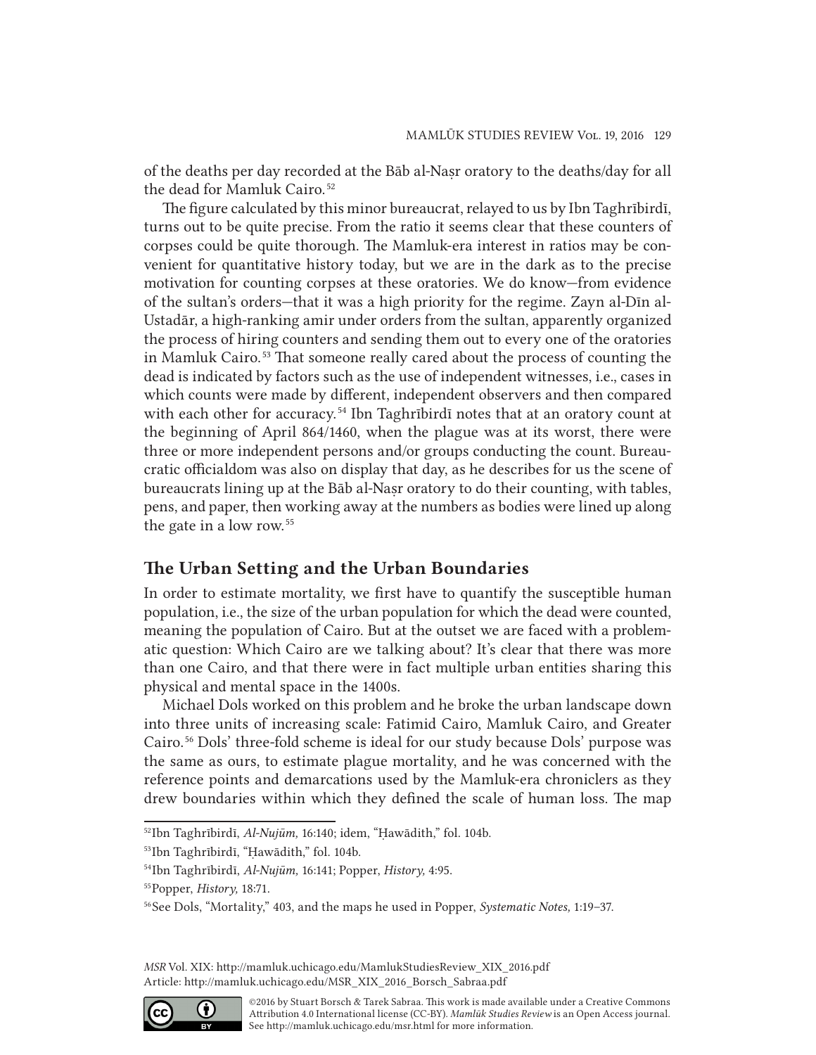of the deaths per day recorded at the Bāb al-Naṣr oratory to the deaths/day for all the dead for Mamluk Cairo.[52]

The figure calculated by this minor bureaucrat, relayed to us by Ibn Taghrībirdī, turns out to be quite precise. From the ratio it seems clear that these counters of corpses could be quite thorough. The Mamluk-era interest in ratios may be convenient for quantitative history today, but we are in the dark as to the precise motivation for counting corpses at these oratories. We do know—from evidence of the sultan's orders—that it was a high priority for the regime. Zayn al-Dīn al-Ustadār, a high-ranking amir under orders from the sultan, apparently organized the process of hiring counters and sending them out to every one of the oratories in Mamluk Cairo.[53] That someone really cared about the process of counting the dead is indicated by factors such as the use of independent witnesses, i.e., cases in which counts were made by different, independent observers and then compared with each other for accuracy.[54] Ibn Taghrībirdī notes that at an oratory count at the beginning of April 864/1460, when the plague was at its worst, there were three or more independent persons and/or groups conducting the count. Bureaucratic officialdom was also on display that day, as he describes for us the scene of bureaucrats lining up at the Bāb al-Naṣr oratory to do their counting, with tables, pens, and paper, then working away at the numbers as bodies were lined up along the gate in a low row.[55]

## The Urban Setting and the Urban Boundaries

In order to estimate mortality, we first have to quantify the susceptible human population, i.e., the size of the urban population for which the dead were counted, meaning the population of Cairo. But at the outset we are faced with a problematic question: Which Cairo are we talking about? It's clear that there was more than one Cairo, and that there were in fact multiple urban entities sharing this physical and mental space in the 1400s.

Michael Dols worked on this problem and he broke the urban landscape down into three units of increasing scale: Fatimid Cairo, Mamluk Cairo, and Greater Cairo.[56] Dols' three-fold scheme is ideal for our study because Dols' purpose was the same as ours, to estimate plague mortality, and he was concerned with the reference points and demarcations used by the Mamluk-era chroniclers as they drew boundaries within which they defined the scale of human loss. The map

---

[52] Ibn Taghrībirdī, *Al-Nujūm,* 16:140; idem, "Ḥawādith," fol. 104b.

[53] Ibn Taghrībirdī, "Ḥawādith," fol. 104b.

[54] Ibn Taghrībirdī, *Al-Nujūm,* 16:141; Popper, *History,* 4:95.

[55] Popper, *History,* 18:71.

[56] See Dols, "Mortality," 403, and the maps he used in Popper, *Systematic Notes,* 1:19–37.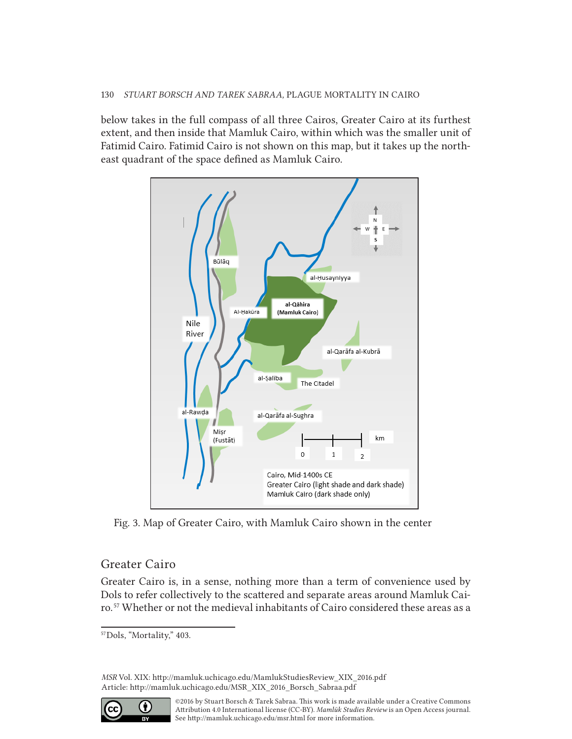below takes in the full compass of all three Cairos, Greater Cairo at its furthest extent, and then inside that Mamluk Cairo, within which was the smaller unit of Fatimid Cairo. Fatimid Cairo is not shown on this map, but it takes up the north-east quadrant of the space defined as Mamluk Cairo.

N
W E
S

Būlāq

al-Ḥusayniyya

al-Qāhira (Mamluk Cairo)

Al-Ḥakūra

Nile River

al-Qarāfa al-Kubrā

al-Ṣalība

The Citadel

al-Rawḍa

al-Qarāfa al-Sughra

Miṣr (Fusṭāṭ)

km

0 1 2

Cairo, Mid-1400s CE
Greater Cairo (light shade and dark shade)
Mamluk Cairo (dark shade only)

Fig. 3. Map of Greater Cairo, with Mamluk Cairo shown in the center

## Greater Cairo

Greater Cairo is, in a sense, nothing more than a term of convenience used by Dols to refer collectively to the scattered and separate areas around Mamluk Cairo.[57] Whether or not the medieval inhabitants of Cairo considered these areas as a

[57] Dols, "Mortality," 403.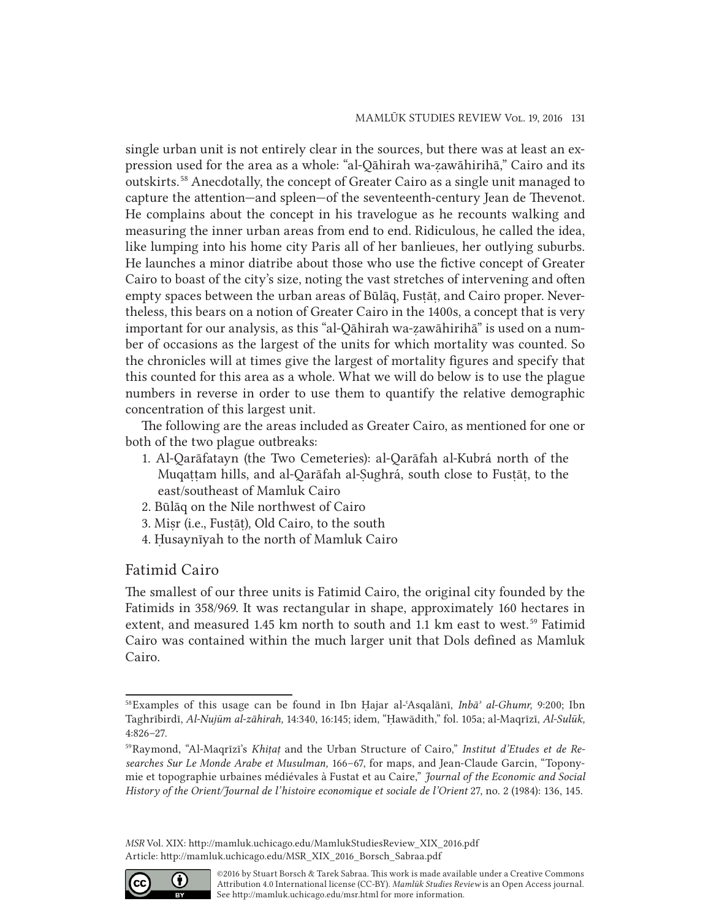single urban unit is not entirely clear in the sources, but there was at least an expression used for the area as a whole: "al-Qāhirah wa-ẓawāhirihā," Cairo and its outskirts.[58] Anecdotally, the concept of Greater Cairo as a single unit managed to capture the attention—and spleen—of the seventeenth-century Jean de Thevenot. He complains about the concept in his travelogue as he recounts walking and measuring the inner urban areas from end to end. Ridiculous, he called the idea, like lumping into his home city Paris all of her banlieues, her outlying suburbs. He launches a minor diatribe about those who use the fictive concept of Greater Cairo to boast of the city's size, noting the vast stretches of intervening and often empty spaces between the urban areas of Būlāq, Fusṭāṭ, and Cairo proper. Nevertheless, this bears on a notion of Greater Cairo in the 1400s, a concept that is very important for our analysis, as this "al-Qāhirah wa-ẓawāhirihā" is used on a number of occasions as the largest of the units for which mortality was counted. So the chronicles will at times give the largest of mortality figures and specify that this counted for this area as a whole. What we will do below is to use the plague numbers in reverse in order to use them to quantify the relative demographic concentration of this largest unit.

The following are the areas included as Greater Cairo, as mentioned for one or both of the two plague outbreaks:

1. Al-Qarāfatayn (the Two Cemeteries): al-Qarāfah al-Kubrá north of the Muqaṭṭam hills, and al-Qarāfah al-Ṣughrá, south close to Fusṭāṭ, to the east/southeast of Mamluk Cairo
2. Būlāq on the Nile northwest of Cairo
3. Miṣr (i.e., Fusṭāṭ), Old Cairo, to the south
4. Ḥusaynīyah to the north of Mamluk Cairo

## Fatimid Cairo

The smallest of our three units is Fatimid Cairo, the original city founded by the Fatimids in 358/969. It was rectangular in shape, approximately 160 hectares in extent, and measured 1.45 km north to south and 1.1 km east to west.[59] Fatimid Cairo was contained within the much larger unit that Dols defined as Mamluk Cairo.

---

[58]Examples of this usage can be found in Ibn Ḥajar al-ʿAsqalānī, *Inbāʾ al-Ghumr,* 9:200; Ibn Taghrībirdī, *Al-Nujūm al-zāhirah,* 14:340, 16:145; idem, "Ḥawādith," fol. 105a; al-Maqrīzī, *Al-Sulūk,* 4:826–27.

[59]Raymond, "Al-Maqrīzī's *Khiṭaṭ* and the Urban Structure of Cairo," *Institut d'Etudes et de Researches Sur Le Monde Arabe et Musulman,* 166–67, for maps, and Jean-Claude Garcin, "Toponymie et topographie urbaines médiévales à Fustat et au Caire," *Journal of the Economic and Social History of the Orient/Journal de l'histoire economique et sociale de l'Orient* 27, no. 2 (1984): 136, 145.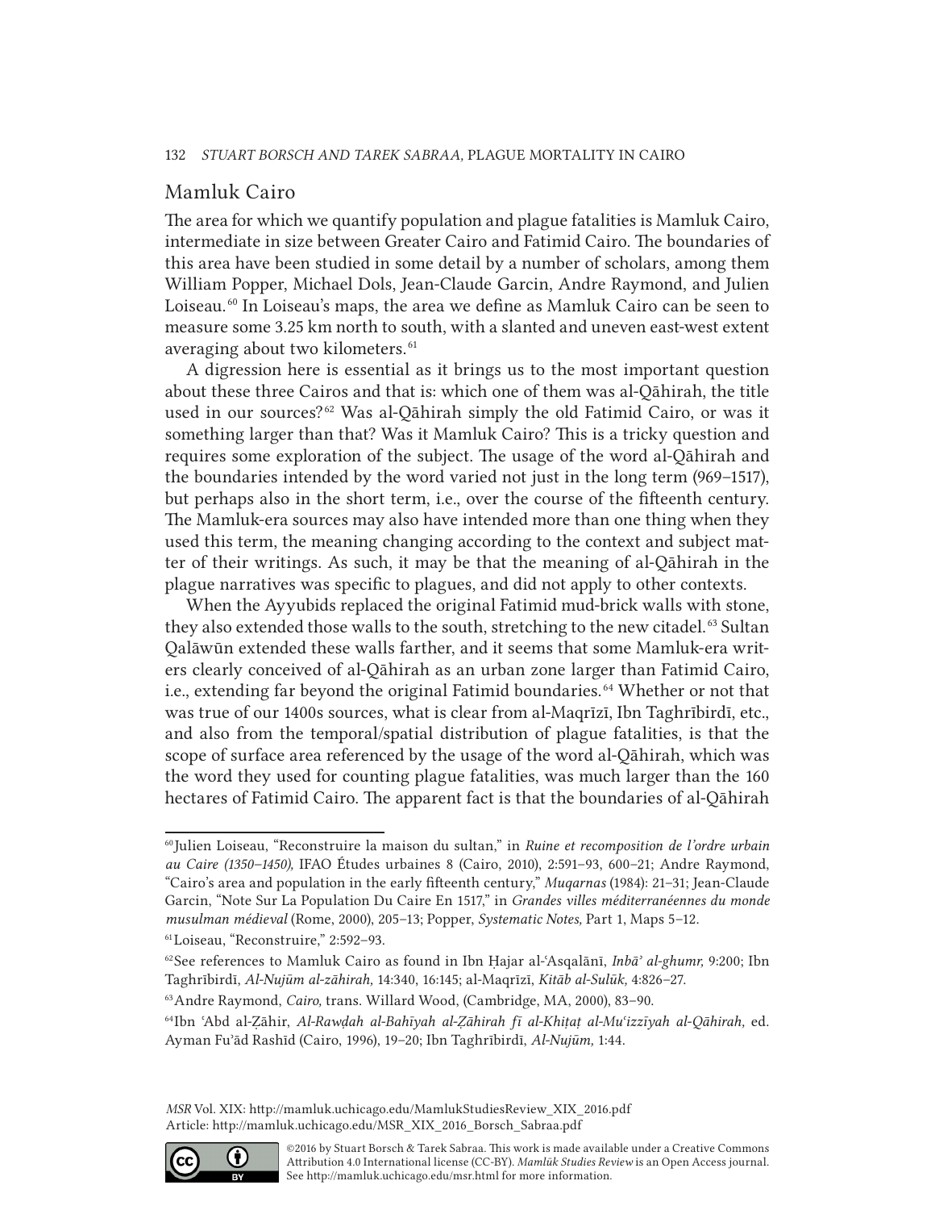## Mamluk Cairo

The area for which we quantify population and plague fatalities is Mamluk Cairo, intermediate in size between Greater Cairo and Fatimid Cairo. The boundaries of this area have been studied in some detail by a number of scholars, among them William Popper, Michael Dols, Jean-Claude Garcin, Andre Raymond, and Julien Loiseau.[60] In Loiseau's maps, the area we define as Mamluk Cairo can be seen to measure some 3.25 km north to south, with a slanted and uneven east-west extent averaging about two kilometers.[61]

A digression here is essential as it brings us to the most important question about these three Cairos and that is: which one of them was al-Qāhirah, the title used in our sources?[62] Was al-Qāhirah simply the old Fatimid Cairo, or was it something larger than that? Was it Mamluk Cairo? This is a tricky question and requires some exploration of the subject. The usage of the word al-Qāhirah and the boundaries intended by the word varied not just in the long term (969–1517), but perhaps also in the short term, i.e., over the course of the fifteenth century. The Mamluk-era sources may also have intended more than one thing when they used this term, the meaning changing according to the context and subject matter of their writings. As such, it may be that the meaning of al-Qāhirah in the plague narratives was specific to plagues, and did not apply to other contexts.

When the Ayyubids replaced the original Fatimid mud-brick walls with stone, they also extended those walls to the south, stretching to the new citadel.[63] Sultan Qalāwūn extended these walls farther, and it seems that some Mamluk-era writers clearly conceived of al-Qāhirah as an urban zone larger than Fatimid Cairo, i.e., extending far beyond the original Fatimid boundaries.[64] Whether or not that was true of our 1400s sources, what is clear from al-Maqrīzī, Ibn Taghrībirdī, etc., and also from the temporal/spatial distribution of plague fatalities, is that the scope of surface area referenced by the usage of the word al-Qāhirah, which was the word they used for counting plague fatalities, was much larger than the 160 hectares of Fatimid Cairo. The apparent fact is that the boundaries of al-Qāhirah

---

[60] Julien Loiseau, "Reconstruire la maison du sultan," in *Ruine et recomposition de l'ordre urbain au Caire (1350–1450),* IFAO Études urbaines 8 (Cairo, 2010), 2:591–93, 600–21; Andre Raymond, "Cairo's area and population in the early fifteenth century," *Muqarnas* (1984): 21–31; Jean-Claude Garcin, "Note Sur La Population Du Caire En 1517," in *Grandes villes méditerranéennes du monde musulman médieval* (Rome, 2000), 205–13; Popper, *Systematic Notes,* Part 1, Maps 5–12.

[61] Loiseau, "Reconstruire," 2:592–93.

[62] See references to Mamluk Cairo as found in Ibn Ḥajar al-ʿAsqalānī, *Inbāʾ al-ghumr,* 9:200; Ibn Taghrībirdī, *Al-Nujūm al-zāhirah,* 14:340, 16:145; al-Maqrīzī, *Kitāb al-Sulūk,* 4:826–27.

[63] Andre Raymond, *Cairo,* trans. Willard Wood, (Cambridge, MA, 2000), 83–90.

[64] Ibn ʿAbd al-Ẓāhir, *Al-Rawḍah al-Bahīyah al-Ẓāhirah fī al-Khiṭaṭ al-Muʿizzīyah al-Qāhirah,* ed. Ayman Fuʾād Rashīd (Cairo, 1996), 19–20; Ibn Taghrībirdī, *Al-Nujūm,* 1:44.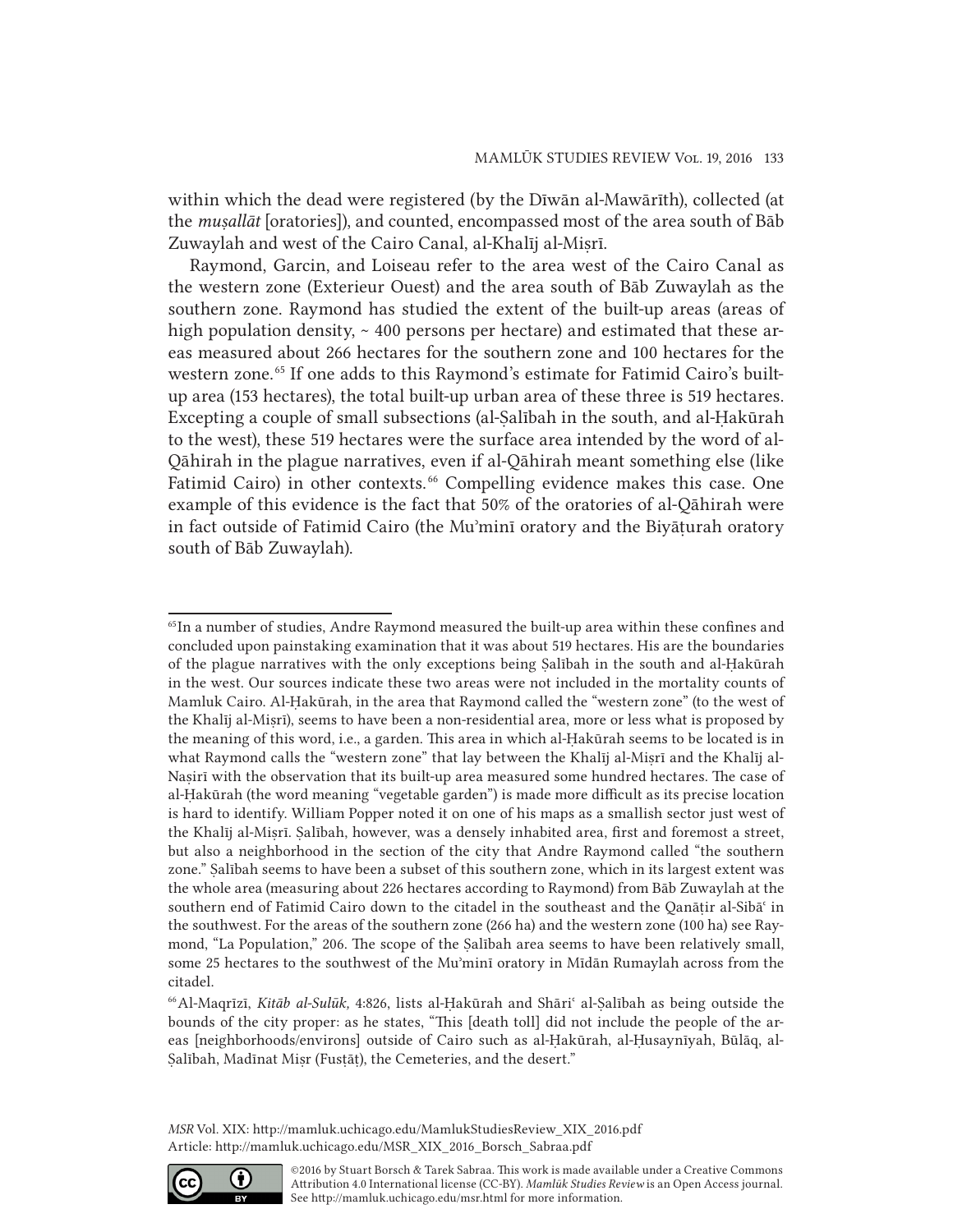within which the dead were registered (by the Dīwān al-Mawārīth), collected (at the *muṣallāt* [oratories]), and counted, encompassed most of the area south of Bāb Zuwaylah and west of the Cairo Canal, al-Khalīj al-Miṣrī.

Raymond, Garcin, and Loiseau refer to the area west of the Cairo Canal as the western zone (Exterieur Ouest) and the area south of Bāb Zuwaylah as the southern zone. Raymond has studied the extent of the built-up areas (areas of high population density, ~ 400 persons per hectare) and estimated that these areas measured about 266 hectares for the southern zone and 100 hectares for the western zone.[65] If one adds to this Raymond's estimate for Fatimid Cairo's built-up area (153 hectares), the total built-up urban area of these three is 519 hectares. Excepting a couple of small subsections (al-Ṣalībah in the south, and al-Ḥakūrah to the west), these 519 hectares were the surface area intended by the word of al-Qāhirah in the plague narratives, even if al-Qāhirah meant something else (like Fatimid Cairo) in other contexts.[66] Compelling evidence makes this case. One example of this evidence is the fact that 50% of the oratories of al-Qāhirah were in fact outside of Fatimid Cairo (the Muʾminī oratory and the Biyāṭurah oratory south of Bāb Zuwaylah).

---

[65]In a number of studies, Andre Raymond measured the built-up area within these confines and concluded upon painstaking examination that it was about 519 hectares. His are the boundaries of the plague narratives with the only exceptions being Ṣalībah in the south and al-Ḥakūrah in the west. Our sources indicate these two areas were not included in the mortality counts of Mamluk Cairo. Al-Ḥakūrah, in the area that Raymond called the "western zone" (to the west of the Khalīj al-Miṣrī), seems to have been a non-residential area, more or less what is proposed by the meaning of this word, i.e., a garden. This area in which al-Ḥakūrah seems to be located is in what Raymond calls the "western zone" that lay between the Khalīj al-Miṣrī and the Khalīj al-Naṣirī with the observation that its built-up area measured some hundred hectares. The case of al-Ḥakūrah (the word meaning "vegetable garden") is made more difficult as its precise location is hard to identify. William Popper noted it on one of his maps as a smallish sector just west of the Khalīj al-Miṣrī. Ṣalībah, however, was a densely inhabited area, first and foremost a street, but also a neighborhood in the section of the city that Andre Raymond called "the southern zone." Ṣalībah seems to have been a subset of this southern zone, which in its largest extent was the whole area (measuring about 226 hectares according to Raymond) from Bāb Zuwaylah at the southern end of Fatimid Cairo down to the citadel in the southeast and the Qanāṭir al-Sibāʿ in the southwest. For the areas of the southern zone (266 ha) and the western zone (100 ha) see Raymond, "La Population," 206. The scope of the Ṣalībah area seems to have been relatively small, some 25 hectares to the southwest of the Muʾminī oratory in Mīdān Rumaylah across from the citadel.

[66]Al-Maqrīzī, *Kitāb al-Sulūk,* 4:826, lists al-Ḥakūrah and Shāriʿ al-Ṣalībah as being outside the bounds of the city proper: as he states, "This [death toll] did not include the people of the areas [neighborhoods/environs] outside of Cairo such as al-Ḥakūrah, al-Ḥusaynīyah, Būlāq, al-Ṣalībah, Madīnat Miṣr (Fusṭāṭ), the Cemeteries, and the desert."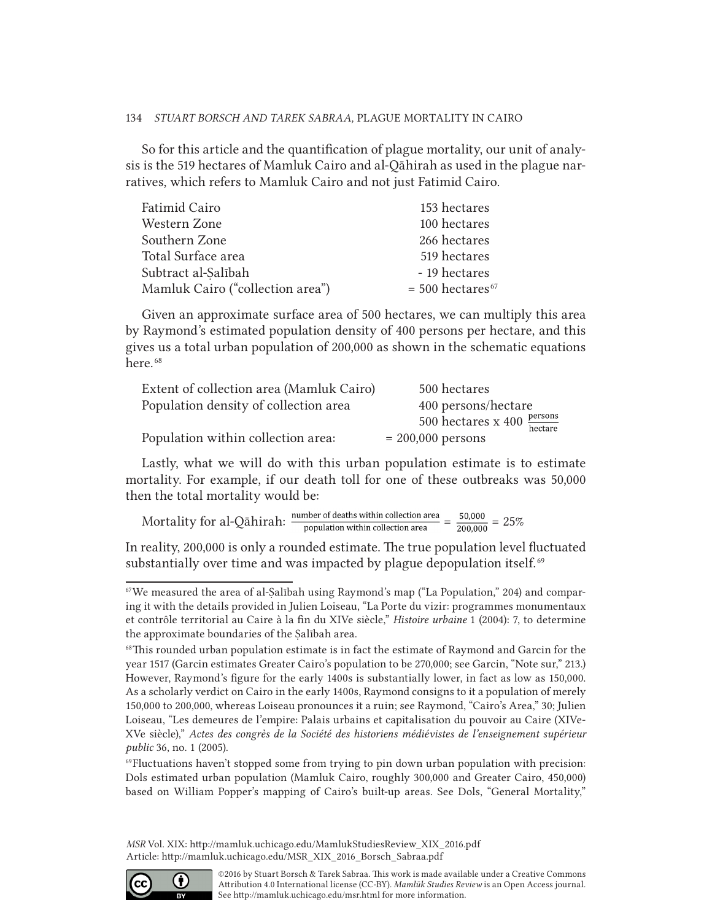So for this article and the quantification of plague mortality, our unit of analysis is the 519 hectares of Mamluk Cairo and al-Qāhirah as used in the plague narratives, which refers to Mamluk Cairo and not just Fatimid Cairo.

| | |
|---|---|
| Fatimid Cairo | 153 hectares |
| Western Zone | 100 hectares |
| Southern Zone | 266 hectares |
| Total Surface area | 519 hectares |
| Subtract al-Ṣalībah | - 19 hectares |
| Mamluk Cairo ("collection area") | = 500 hectares[67] |

Given an approximate surface area of 500 hectares, we can multiply this area by Raymond's estimated population density of 400 persons per hectare, and this gives us a total urban population of 200,000 as shown in the schematic equations here.[68]

| | |
|---|---|
| Extent of collection area (Mamluk Cairo) | 500 hectares |
| Population density of collection area | 400 persons/hectare |
| | 500 hectares x 400 $\frac{\text{persons}}{\text{hectare}}$ |
| Population within collection area: | = 200,000 persons |

Lastly, what we will do with this urban population estimate is to estimate mortality. For example, if our death toll for one of these outbreaks was 50,000 then the total mortality would be:

Mortality for al-Qāhirah: $\frac{\text{number of deaths within collection area}}{\text{population within collection area}} = \frac{50{,}000}{200{,}000} = 25\%$

In reality, 200,000 is only a rounded estimate. The true population level fluctuated substantially over time and was impacted by plague depopulation itself.[69]

---

[67] We measured the area of al-Ṣalībah using Raymond's map ("La Population," 204) and comparing it with the details provided in Julien Loiseau, "La Porte du vizir: programmes monumentaux et contrôle territorial au Caire à la fin du XIVe siècle," *Histoire urbaine* 1 (2004): 7, to determine the approximate boundaries of the Ṣalībah area.

[68] This rounded urban population estimate is in fact the estimate of Raymond and Garcin for the year 1517 (Garcin estimates Greater Cairo's population to be 270,000; see Garcin, "Note sur," 213.) However, Raymond's figure for the early 1400s is substantially lower, in fact as low as 150,000. As a scholarly verdict on Cairo in the early 1400s, Raymond consigns to it a population of merely 150,000 to 200,000, whereas Loiseau pronounces it a ruin; see Raymond, "Cairo's Area," 30; Julien Loiseau, "Les demeures de l'empire: Palais urbains et capitalisation du pouvoir au Caire (XIVe-XVe siècle)," *Actes des congrès de la Société des historiens médiévistes de l'enseignement supérieur public* 36, no. 1 (2005).

[69] Fluctuations haven't stopped some from trying to pin down urban population with precision: Dols estimated urban population (Mamluk Cairo, roughly 300,000 and Greater Cairo, 450,000) based on William Popper's mapping of Cairo's built-up areas. See Dols, "General Mortality,"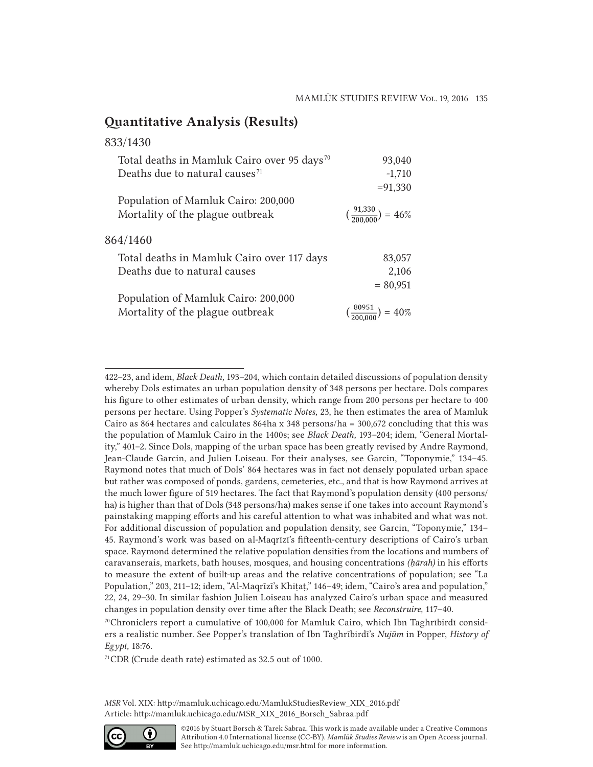## Quantitative Analysis (Results)

### 833/1430

| | |
|---|---|
| Total deaths in Mamluk Cairo over 95 days[70] | 93,040 |
| Deaths due to natural causes[71] | -1,710 |
| | =91,330 |
| Population of Mamluk Cairo: 200,000 | |
| Mortality of the plague outbreak | $(\frac{91{,}330}{200{,}000}) = 46\%$ |

### 864/1460

| | |
|---|---|
| Total deaths in Mamluk Cairo over 117 days | 83,057 |
| Deaths due to natural causes | 2,106 |
| | = 80,951 |
| Population of Mamluk Cairo: 200,000 | |
| Mortality of the plague outbreak | $(\frac{80951}{200{,}000}) = 40\%$ |

---

422–23, and idem, *Black Death,* 193–204, which contain detailed discussions of population density whereby Dols estimates an urban population density of 348 persons per hectare. Dols compares his figure to other estimates of urban density, which range from 200 persons per hectare to 400 persons per hectare. Using Popper's *Systematic Notes,* 23, he then estimates the area of Mamluk Cairo as 864 hectares and calculates 864ha x 348 persons/ha = 300,672 concluding that this was the population of Mamluk Cairo in the 1400s; see *Black Death,* 193–204; idem, "General Mortality," 401–2. Since Dols, mapping of the urban space has been greatly revised by Andre Raymond, Jean-Claude Garcin, and Julien Loiseau. For their analyses, see Garcin, "Toponymie," 134–45. Raymond notes that much of Dols' 864 hectares was in fact not densely populated urban space but rather was composed of ponds, gardens, cemeteries, etc., and that is how Raymond arrives at the much lower figure of 519 hectares. The fact that Raymond's population density (400 persons/ha) is higher than that of Dols (348 persons/ha) makes sense if one takes into account Raymond's painstaking mapping efforts and his careful attention to what was inhabited and what was not. For additional discussion of population and population density, see Garcin, "Toponymie," 134–45. Raymond's work was based on al-Maqrīzī's fifteenth-century descriptions of Cairo's urban space. Raymond determined the relative population densities from the locations and numbers of caravanserais, markets, bath houses, mosques, and housing concentrations *(ḥārah)* in his efforts to measure the extent of built-up areas and the relative concentrations of population; see "La Population," 203, 211–12; idem, "Al-Maqrīzī's Khiṭaṭ," 146–49; idem, "Cairo's area and population," 22, 24, 29–30. In similar fashion Julien Loiseau has analyzed Cairo's urban space and measured changes in population density over time after the Black Death; see *Reconstruire,* 117–40.

[70] Chroniclers report a cumulative of 100,000 for Mamluk Cairo, which Ibn Taghrībirdī considers a realistic number. See Popper's translation of Ibn Taghrībirdī's *Nujūm* in Popper, *History of Egypt,* 18:76.

[71] CDR (Crude death rate) estimated as 32.5 out of 1000.

*MSR* Vol. XIX: http://mamluk.uchicago.edu/MamlukStudiesReview_XIX_2016.pdf
Article: http://mamluk.uchicago.edu/MSR_XIX_2016_Borsch_Sabraa.pdf

©2016 by Stuart Borsch & Tarek Sabraa. This work is made available under a Creative Commons Attribution 4.0 International license (CC-BY). *Mamlūk Studies Review* is an Open Access journal. See http://mamluk.uchicago.edu/msr.html for more information.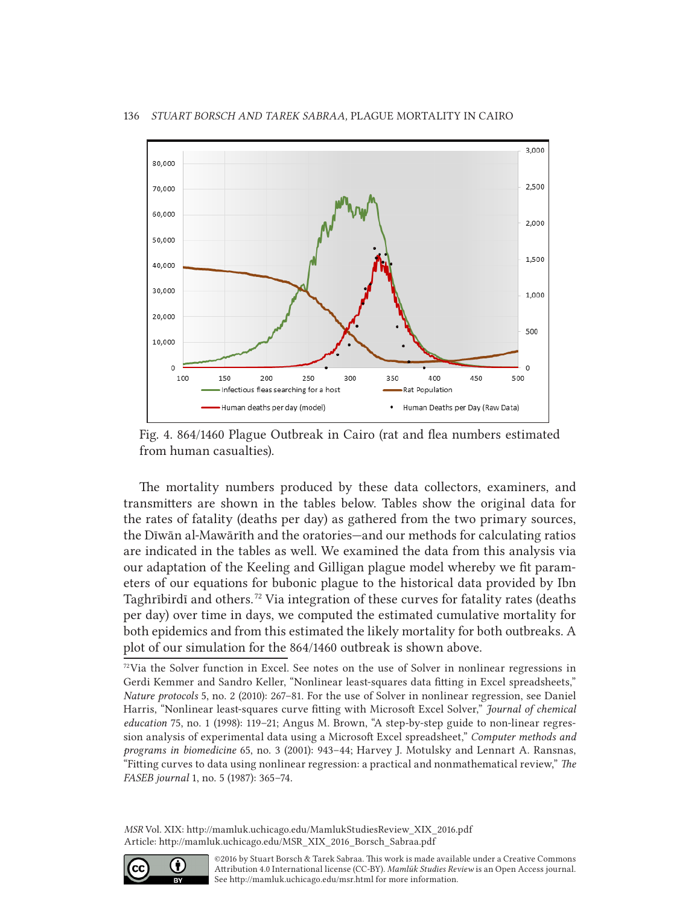Fig. 4. 864/1460 Plague Outbreak in Cairo (rat and flea numbers estimated from human casualties).

The mortality numbers produced by these data collectors, examiners, and transmitters are shown in the tables below. Tables show the original data for the rates of fatality (deaths per day) as gathered from the two primary sources, the Dīwān al-Mawārīth and the oratories—and our methods for calculating ratios are indicated in the tables as well. We examined the data from this analysis via our adaptation of the Keeling and Gilligan plague model whereby we fit parameters of our equations for bubonic plague to the historical data provided by Ibn Taghrībirdī and others.[72] Via integration of these curves for fatality rates (deaths per day) over time in days, we computed the estimated cumulative mortality for both epidemics and from this estimated the likely mortality for both outbreaks. A plot of our simulation for the 864/1460 outbreak is shown above.

[72]Via the Solver function in Excel. See notes on the use of Solver in nonlinear regressions in Gerdi Kemmer and Sandro Keller, "Nonlinear least-squares data fitting in Excel spreadsheets," *Nature protocols* 5, no. 2 (2010): 267–81. For the use of Solver in nonlinear regression, see Daniel Harris, "Nonlinear least-squares curve fitting with Microsoft Excel Solver," *Journal of chemical education* 75, no. 1 (1998): 119–21; Angus M. Brown, "A step-by-step guide to non-linear regression analysis of experimental data using a Microsoft Excel spreadsheet," *Computer methods and programs in biomedicine* 65, no. 3 (2001): 943–44; Harvey J. Motulsky and Lennart A. Ransnas, "Fitting curves to data using nonlinear regression: a practical and nonmathematical review," *The FASEB journal* 1, no. 5 (1987): 365–74.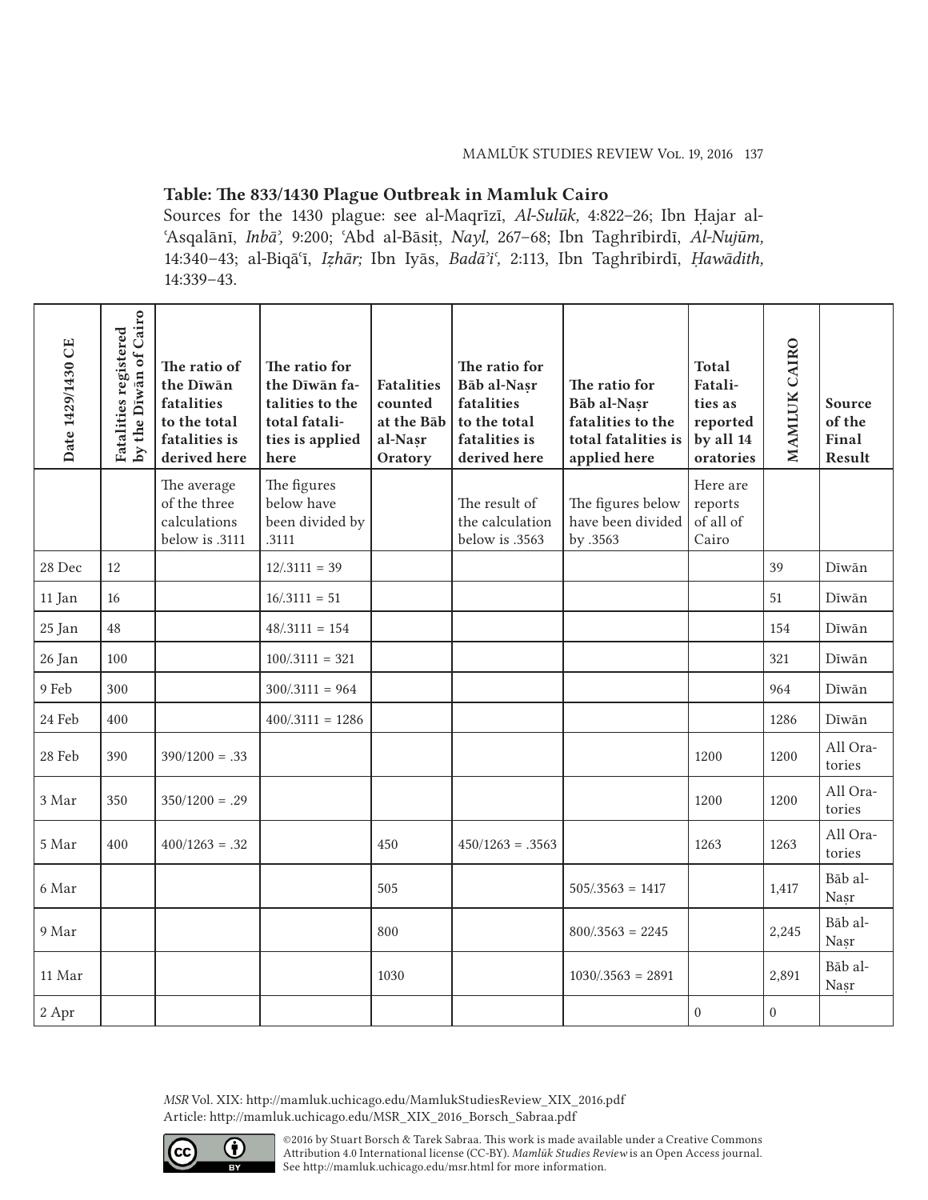**Table: The 833/1430 Plague Outbreak in Mamluk Cairo**

Sources for the 1430 plague: see al-Maqrīzī, *Al-Sulūk,* 4:822–26; Ibn Ḥajar al-ʿAsqalānī, *Inbāʾ,* 9:200; ʿAbd al-Bāsiṭ, *Nayl,* 267–68; Ibn Taghrībirdī, *Al-Nujūm,* 14:340–43; al-Biqāʿī, *Iẓhār;* Ibn Iyās, *Badāʾiʿ,* 2:113, Ibn Taghrībirdī, *Ḥawādith,* 14:339–43.

| **Date 1429/1430 CE** | **Fatalities registered by the Dīwān of Cairo** | **The ratio of the Dīwān fatalities to the total fatalities is derived here** | **The ratio for the Dīwān fatalities to the total fatalities is applied here** | **Fatalities counted at the Bāb al-Naṣr Oratory** | **The ratio for Bāb al-Naṣr fatalities to the total fatalities is derived here** | **The ratio for Bāb al-Naṣr fatalities to the total fatalities is applied here** | **Total Fatalities as reported by all 14 oratories** | **MAMLUK CAIRO** | **Source of the Final Result** |
|---|---|---|---|---|---|---|---|---|---|
| | | The average of the three calculations below is .3111 | The figures below have been divided by .3111 | | The result of the calculation below is .3563 | The figures below have been divided by .3563 | Here are reports of all of Cairo | | |
| 28 Dec | 12 | | 12/.3111 = 39 | | | | | 39 | Dīwān |
| 11 Jan | 16 | | 16/.3111 = 51 | | | | | 51 | Dīwān |
| 25 Jan | 48 | | 48/.3111 = 154 | | | | | 154 | Dīwān |
| 26 Jan | 100 | | 100/.3111 = 321 | | | | | 321 | Dīwān |
| 9 Feb | 300 | | 300/.3111 = 964 | | | | | 964 | Dīwān |
| 24 Feb | 400 | | 400/.3111 = 1286 | | | | | 1286 | Dīwān |
| 28 Feb | 390 | 390/1200 = .33 | | | | | 1200 | 1200 | All Oratories |
| 3 Mar | 350 | 350/1200 = .29 | | | | | 1200 | 1200 | All Oratories |
| 5 Mar | 400 | 400/1263 = .32 | | 450 | 450/1263 = .3563 | | 1263 | 1263 | All Oratories |
| 6 Mar | | | | 505 | | 505/.3563 = 1417 | | 1,417 | Bāb al-Naṣr |
| 9 Mar | | | | 800 | | 800/.3563 = 2245 | | 2,245 | Bāb al-Naṣr |
| 11 Mar | | | | 1030 | | 1030/.3563 = 2891 | | 2,891 | Bāb al-Naṣr |
| 2 Apr | | | | | | | 0 | 0 | |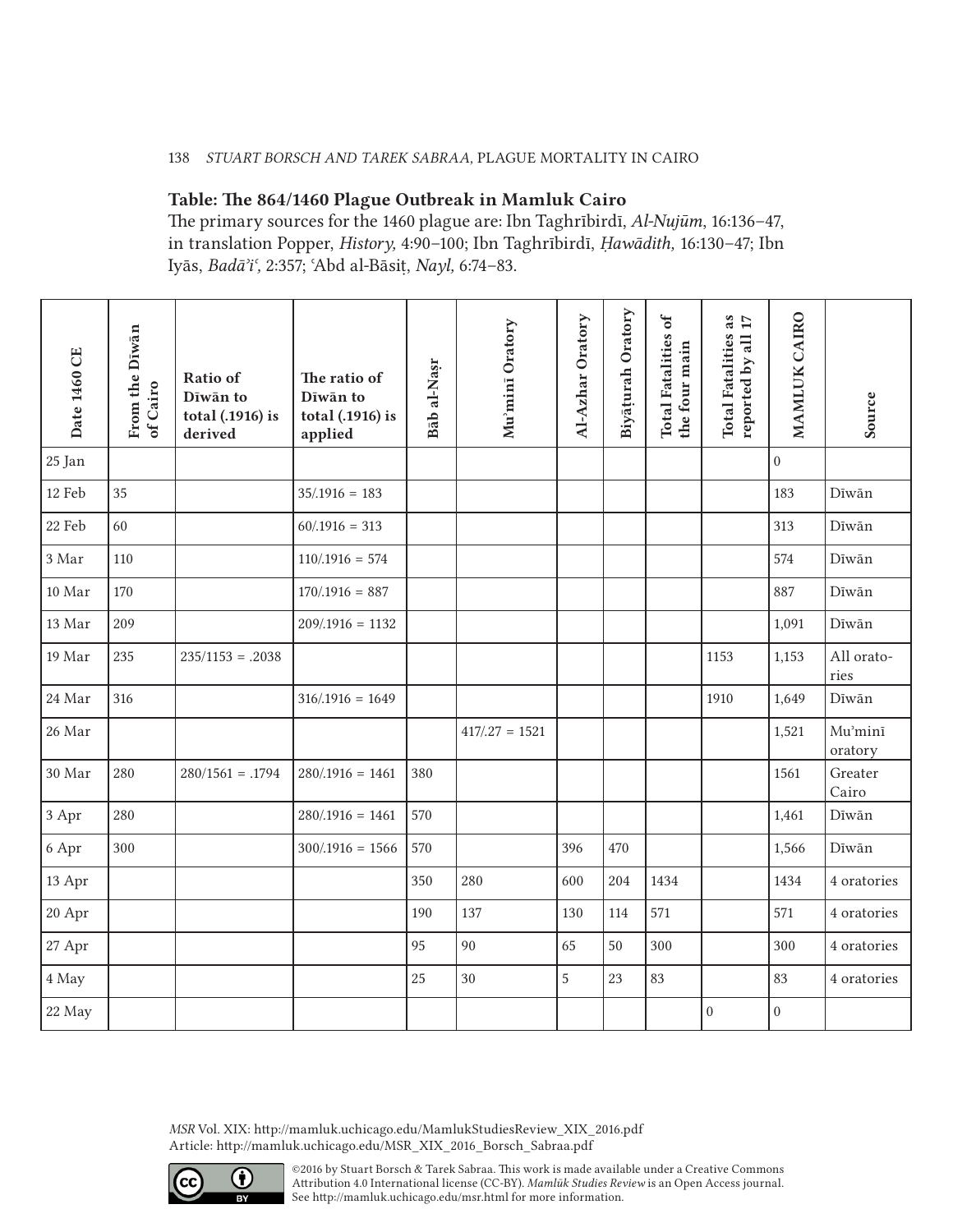**Table: The 864/1460 Plague Outbreak in Mamluk Cairo**

The primary sources for the 1460 plague are: Ibn Taghrībirdī, *Al-Nujūm*, 16:136–47, in translation Popper, *History,* 4:90–100; Ibn Taghrībirdī, *Ḥawādith,* 16:130–47; Ibn Iyās, *Badāʾiʿ,* 2:357; ʿAbd al-Bāsiṭ, *Nayl,* 6:74–83.

| Date 1460 CE | From the Dīwān of Cairo | Ratio of Dīwān to total (.1916) is derived | The ratio of Dīwān to total (.1916) is applied | Bāb al-Naṣr | Muʾminī Oratory | Al-Azhar Oratory | Biyāṭurah Oratory | Total Fatalities of the four main | Total Fatalities as reported by all 17 | MAMLUK CAIRO | Source |
|---|---|---|---|---|---|---|---|---|---|---|---|
| 25 Jan | | | | | | | | | | 0 | |
| 12 Feb | 35 | | 35/.1916 = 183 | | | | | | | 183 | Dīwān |
| 22 Feb | 60 | | 60/.1916 = 313 | | | | | | | 313 | Dīwān |
| 3 Mar | 110 | | 110/.1916 = 574 | | | | | | | 574 | Dīwān |
| 10 Mar | 170 | | 170/.1916 = 887 | | | | | | | 887 | Dīwān |
| 13 Mar | 209 | | 209/.1916 = 1132 | | | | | | | 1,091 | Dīwān |
| 19 Mar | 235 | 235/1153 = .2038 | | | | | | | 1153 | 1,153 | All oratories |
| 24 Mar | 316 | | 316/.1916 = 1649 | | | | | | 1910 | 1,649 | Dīwān |
| 26 Mar | | | | | 417/.27 = 1521 | | | | | 1,521 | Muʾminī oratory |
| 30 Mar | 280 | 280/1561 = .1794 | 280/.1916 = 1461 | 380 | | | | | | 1561 | Greater Cairo |
| 3 Apr | 280 | | 280/.1916 = 1461 | 570 | | | | | | 1,461 | Dīwān |
| 6 Apr | 300 | | 300/.1916 = 1566 | 570 | | 396 | 470 | | | 1,566 | Dīwān |
| 13 Apr | | | | 350 | 280 | 600 | 204 | 1434 | | 1434 | 4 oratories |
| 20 Apr | | | | 190 | 137 | 130 | 114 | 571 | | 571 | 4 oratories |
| 27 Apr | | | | 95 | 90 | 65 | 50 | 300 | | 300 | 4 oratories |
| 4 May | | | | 25 | 30 | 5 | 23 | 83 | | 83 | 4 oratories |
| 22 May | | | | | | | | | 0 | 0 | |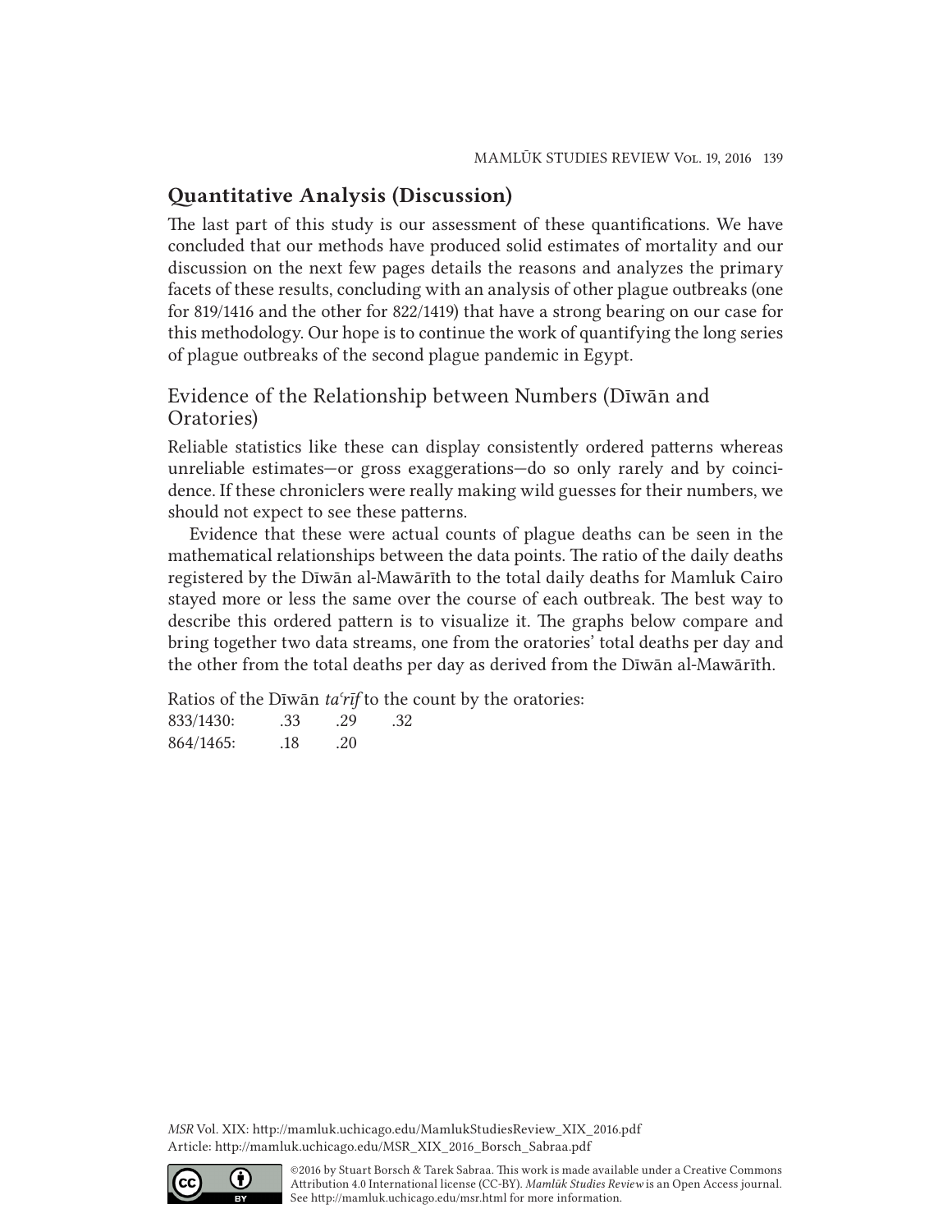## Quantitative Analysis (Discussion)

The last part of this study is our assessment of these quantifications. We have concluded that our methods have produced solid estimates of mortality and our discussion on the next few pages details the reasons and analyzes the primary facets of these results, concluding with an analysis of other plague outbreaks (one for 819/1416 and the other for 822/1419) that have a strong bearing on our case for this methodology. Our hope is to continue the work of quantifying the long series of plague outbreaks of the second plague pandemic in Egypt.

### Evidence of the Relationship between Numbers (Dīwān and Oratories)

Reliable statistics like these can display consistently ordered patterns whereas unreliable estimates—or gross exaggerations—do so only rarely and by coincidence. If these chroniclers were really making wild guesses for their numbers, we should not expect to see these patterns.

Evidence that these were actual counts of plague deaths can be seen in the mathematical relationships between the data points. The ratio of the daily deaths registered by the Dīwān al-Mawārīth to the total daily deaths for Mamluk Cairo stayed more or less the same over the course of each outbreak. The best way to describe this ordered pattern is to visualize it. The graphs below compare and bring together two data streams, one from the oratories' total deaths per day and the other from the total deaths per day as derived from the Dīwān al-Mawārīth.

Ratios of the Dīwān *taʿrīf* to the count by the oratories:

| | | | |
|---|---|---|---|
| 833/1430: | .33 | .29 | .32 |
| 864/1465: | .18 | .20 | |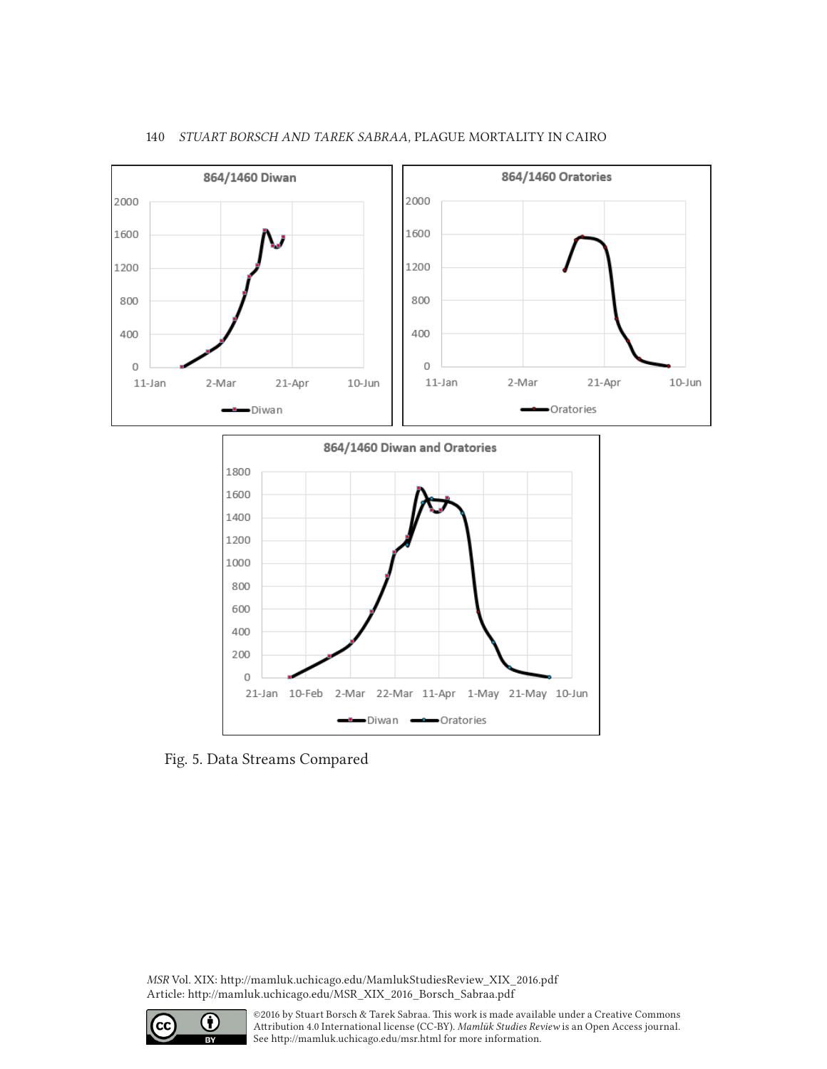864/1460 Diwan

2000
1600
1200
800
400
0

11-Jan 2-Mar 21-Apr 10-Jun

Diwan

864/1460 Oratories

2000
1600
1200
800
400
0

11-Jan 2-Mar 21-Apr 10-Jun

Oratories

864/1460 Diwan and Oratories

1800
1600
1400
1200
1000
800
600
400
200
0

21-Jan 10-Feb 2-Mar 22-Mar 11-Apr 1-May 21-May 10-Jun

Diwan Oratories

Fig. 5. Data Streams Compared

*MSR* Vol. XIX: http://mamluk.uchicago.edu/MamlukStudiesReview_XIX_2016.pdf
Article: http://mamluk.uchicago.edu/MSR_XIX_2016_Borsch_Sabraa.pdf

©2016 by Stuart Borsch & Tarek Sabraa. This work is made available under a Creative Commons Attribution 4.0 International license (CC-BY). *Mamlūk Studies Review* is an Open Access journal. See http://mamluk.uchicago.edu/msr.html for more information.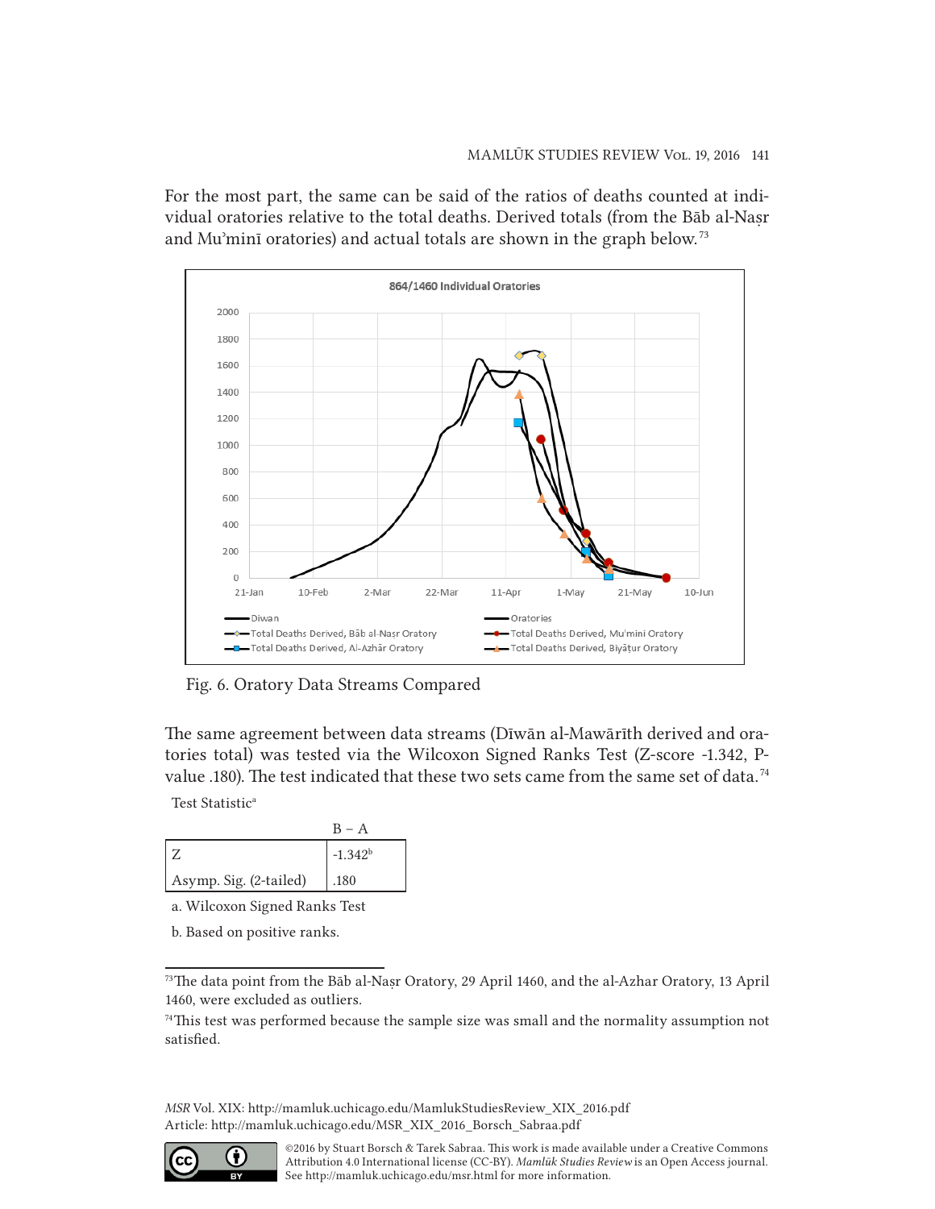For the most part, the same can be said of the ratios of deaths counted at individual oratories relative to the total deaths. Derived totals (from the Bāb al-Naṣr and Muʾminī oratories) and actual totals are shown in the graph below.[73]

864/1460 Individual Oratories

2000
1800
1600
1400
1200
1000
800
600
400
200
0

21-Jan 10-Feb 2-Mar 22-Mar 11-Apr 1-May 21-May 10-Jun

Diwan
Oratories
Total Deaths Derived, Bāb al-Naṣr Oratory
Total Deaths Derived, Mu'mini Oratory
Total Deaths Derived, Al-Azhār Oratory
Total Deaths Derived, Biyāṭur Oratory

Fig. 6. Oratory Data Streams Compared

The same agreement between data streams (Dīwān al-Mawārīth derived and oratories total) was tested via the Wilcoxon Signed Ranks Test (Z-score -1.342, P-value .180). The test indicated that these two sets came from the same set of data.[74]

Test Statistic[a]

| | B – A |
|---|---|
| Z | -1.342[b] |
| Asymp. Sig. (2-tailed) | .180 |

a. Wilcoxon Signed Ranks Test

b. Based on positive ranks.

---

[73] The data point from the Bāb al-Naṣr Oratory, 29 April 1460, and the al-Azhar Oratory, 13 April 1460, were excluded as outliers.

[74] This test was performed because the sample size was small and the normality assumption not satisfied.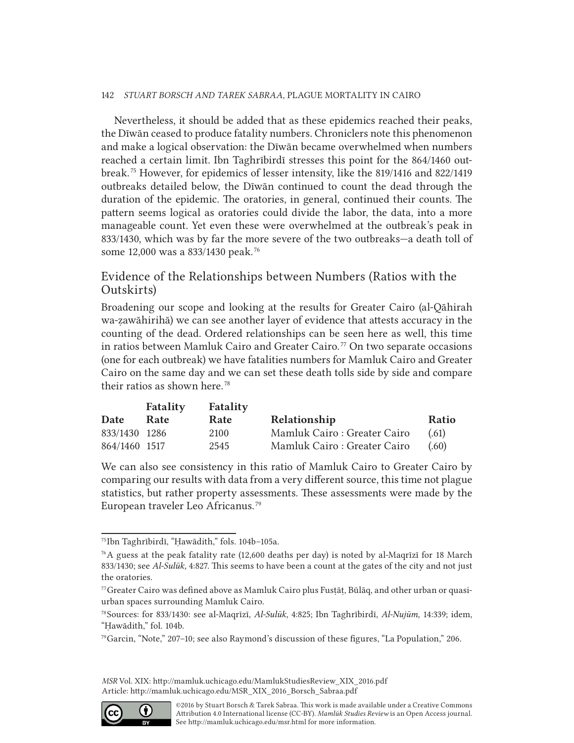Nevertheless, it should be added that as these epidemics reached their peaks, the Dīwān ceased to produce fatality numbers. Chroniclers note this phenomenon and make a logical observation: the Dīwān became overwhelmed when numbers reached a certain limit. Ibn Taghrībirdī stresses this point for the 864/1460 outbreak.[75] However, for epidemics of lesser intensity, like the 819/1416 and 822/1419 outbreaks detailed below, the Dīwān continued to count the dead through the duration of the epidemic. The oratories, in general, continued their counts. The pattern seems logical as oratories could divide the labor, the data, into a more manageable count. Yet even these were overwhelmed at the outbreak's peak in 833/1430, which was by far the more severe of the two outbreaks—a death toll of some 12,000 was a 833/1430 peak.[76]

## Evidence of the Relationships between Numbers (Ratios with the Outskirts)

Broadening our scope and looking at the results for Greater Cairo (al-Qāhirah wa-ẓawāhirihā) we can see another layer of evidence that attests accuracy in the counting of the dead. Ordered relationships can be seen here as well, this time in ratios between Mamluk Cairo and Greater Cairo.[77] On two separate occasions (one for each outbreak) we have fatalities numbers for Mamluk Cairo and Greater Cairo on the same day and we can set these death tolls side by side and compare their ratios as shown here.[78]

| Date | Fatality Rate | Fatality Rate | Relationship | Ratio |
|---|---|---|---|---|
| 833/1430 | 1286 | 2100 | Mamluk Cairo : Greater Cairo | (.61) |
| 864/1460 | 1517 | 2545 | Mamluk Cairo : Greater Cairo | (.60) |

We can also see consistency in this ratio of Mamluk Cairo to Greater Cairo by comparing our results with data from a very different source, this time not plague statistics, but rather property assessments. These assessments were made by the European traveler Leo Africanus.[79]

---

[75] Ibn Taghrībirdī, "Ḥawādith," fols. 104b–105a.

[76] A guess at the peak fatality rate (12,600 deaths per day) is noted by al-Maqrīzī for 18 March 833/1430; see *Al-Sulūk,* 4:827. This seems to have been a count at the gates of the city and not just the oratories.

[77] Greater Cairo was defined above as Mamluk Cairo plus Fusṭāṭ, Būlāq, and other urban or quasi-urban spaces surrounding Mamluk Cairo.

[78] Sources: for 833/1430: see al-Maqrīzī, *Al-Sulūk,* 4:825; Ibn Taghrībirdī, *Al-Nujūm,* 14:339; idem, "Ḥawādith," fol. 104b.

[79] Garcin, "Note," 207–10; see also Raymond's discussion of these figures, "La Population," 206.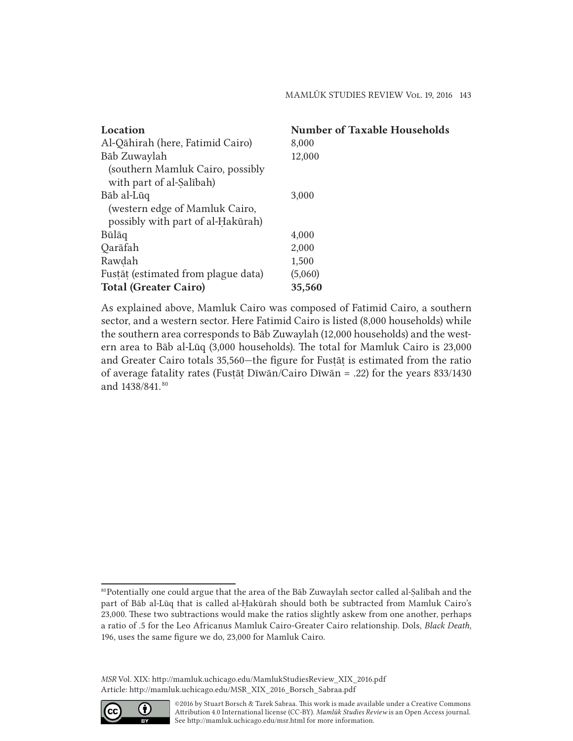| Location | Number of Taxable Households |
|---|---|
| Al-Qāhirah (here, Fatimid Cairo) | 8,000 |
| Bāb Zuwaylah (southern Mamluk Cairo, possibly with part of al-Ṣalībah) | 12,000 |
| Bāb al-Lūq (western edge of Mamluk Cairo, possibly with part of al-Ḥakūrah) | 3,000 |
| Būlāq | 4,000 |
| Qarāfah | 2,000 |
| Rawḍah | 1,500 |
| Fusṭāṭ (estimated from plague data) | (5,060) |
| **Total (Greater Cairo)** | **35,560** |

As explained above, Mamluk Cairo was composed of Fatimid Cairo, a southern sector, and a western sector. Here Fatimid Cairo is listed (8,000 households) while the southern area corresponds to Bāb Zuwaylah (12,000 households) and the western area to Bāb al-Lūq (3,000 households). The total for Mamluk Cairo is 23,000 and Greater Cairo totals 35,560—the figure for Fusṭāṭ is estimated from the ratio of average fatality rates (Fusṭāṭ Dīwān/Cairo Dīwān = .22) for the years 833/1430 and 1438/841.[80]

[80]Potentially one could argue that the area of the Bāb Zuwaylah sector called al-Ṣalībah and the part of Bāb al-Lūq that is called al-Ḥakūrah should both be subtracted from Mamluk Cairo's 23,000. These two subtractions would make the ratios slightly askew from one another, perhaps a ratio of .5 for the Leo Africanus Mamluk Cairo-Greater Cairo relationship. Dols, *Black Death,* 196, uses the same figure we do, 23,000 for Mamluk Cairo.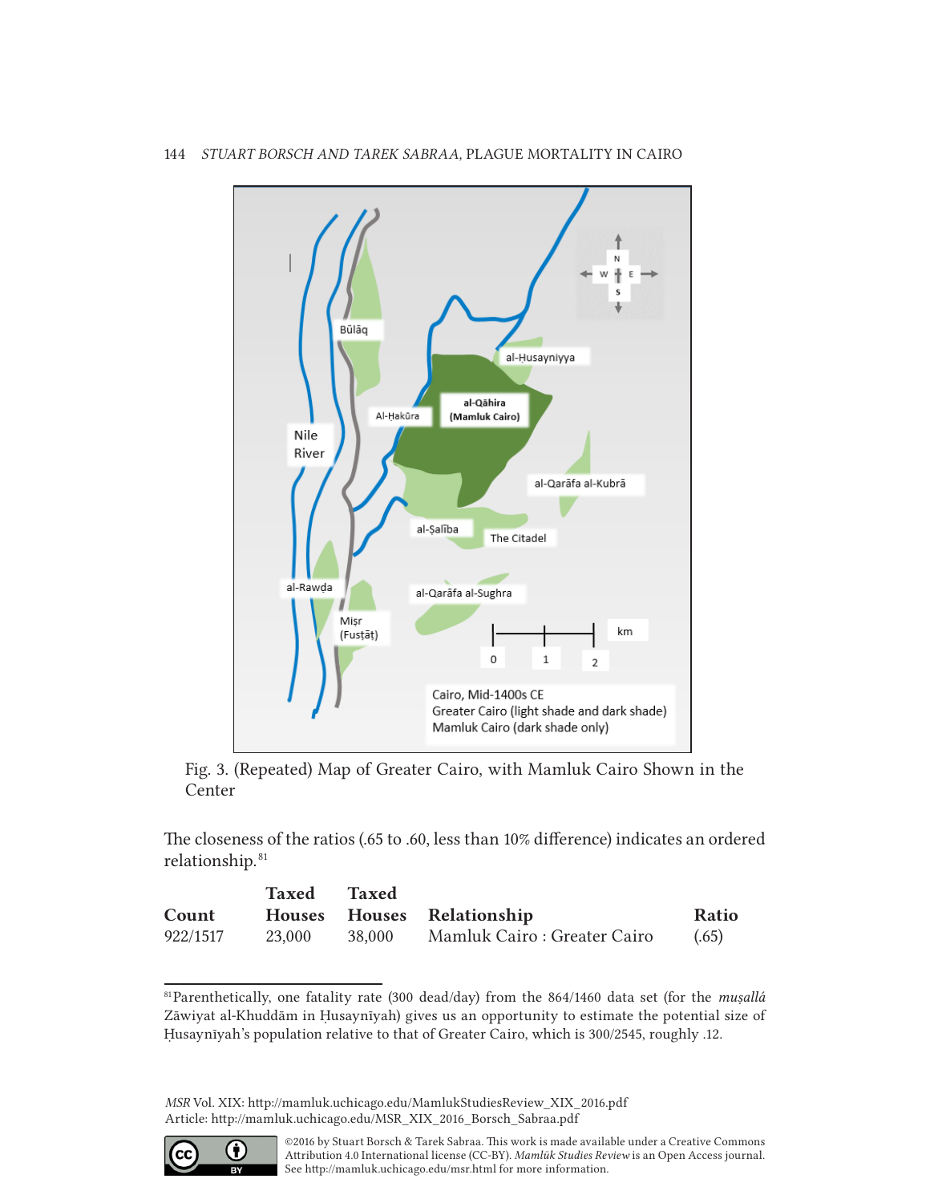Fig. 3. (Repeated) Map of Greater Cairo, with Mamluk Cairo Shown in the Center

The closeness of the ratios (.65 to .60, less than 10% difference) indicates an ordered relationship.[81]

| Count | Taxed Houses | Taxed Houses | Relationship | Ratio |
|---|---|---|---|---|
| 922/1517 | 23,000 | 38,000 | Mamluk Cairo : Greater Cairo | (.65) |

[81]Parenthetically, one fatality rate (300 dead/day) from the 864/1460 data set (for the *muṣallá* Zāwiyat al-Khuddām in Ḥusaynīyah) gives us an opportunity to estimate the potential size of Ḥusaynīyah's population relative to that of Greater Cairo, which is 300/2545, roughly .12.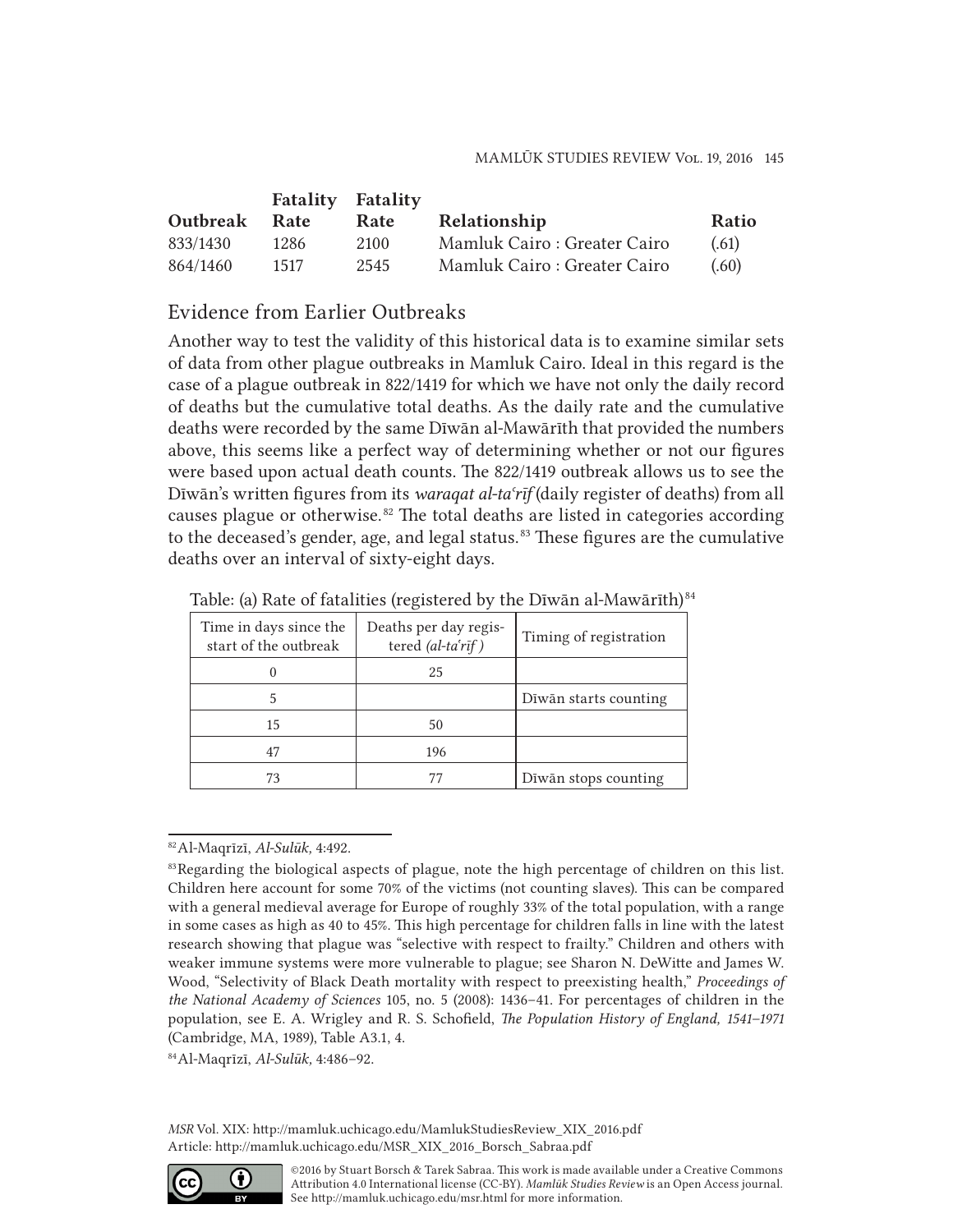| Outbreak | Fatality Rate | Fatality Rate | Relationship | Ratio |
|---|---|---|---|---|
| 833/1430 | 1286 | 2100 | Mamluk Cairo : Greater Cairo | (.61) |
| 864/1460 | 1517 | 2545 | Mamluk Cairo : Greater Cairo | (.60) |

## Evidence from Earlier Outbreaks

Another way to test the validity of this historical data is to examine similar sets of data from other plague outbreaks in Mamluk Cairo. Ideal in this regard is the case of a plague outbreak in 822/1419 for which we have not only the daily record of deaths but the cumulative total deaths. As the daily rate and the cumulative deaths were recorded by the same Dīwān al-Mawārīth that provided the numbers above, this seems like a perfect way of determining whether or not our figures were based upon actual death counts. The 822/1419 outbreak allows us to see the Dīwān's written figures from its *waraqat al-taʿrīf* (daily register of deaths) from all causes plague or otherwise.[82] The total deaths are listed in categories according to the deceased's gender, age, and legal status.[83] These figures are the cumulative deaths over an interval of sixty-eight days.

Table: (a) Rate of fatalities (registered by the Dīwān al-Mawārīth)[84]

| Time in days since the start of the outbreak | Deaths per day registered *(al-taʿrīf)* | Timing of registration |
|---|---|---|
| 0 | 25 | |
| 5 | | Dīwān starts counting |
| 15 | 50 | |
| 47 | 196 | |
| 73 | 77 | Dīwān stops counting |

---

[82] Al-Maqrīzī, *Al-Sulūk,* 4:492.

[83] Regarding the biological aspects of plague, note the high percentage of children on this list. Children here account for some 70% of the victims (not counting slaves). This can be compared with a general medieval average for Europe of roughly 33% of the total population, with a range in some cases as high as 40 to 45%. This high percentage for children falls in line with the latest research showing that plague was "selective with respect to frailty." Children and others with weaker immune systems were more vulnerable to plague; see Sharon N. DeWitte and James W. Wood, "Selectivity of Black Death mortality with respect to preexisting health," *Proceedings of the National Academy of Sciences* 105, no. 5 (2008): 1436–41. For percentages of children in the population, see E. A. Wrigley and R. S. Schofield, *The Population History of England, 1541–1971* (Cambridge, MA, 1989), Table A3.1, 4.

[84] Al-Maqrīzī, *Al-Sulūk,* 4:486–92.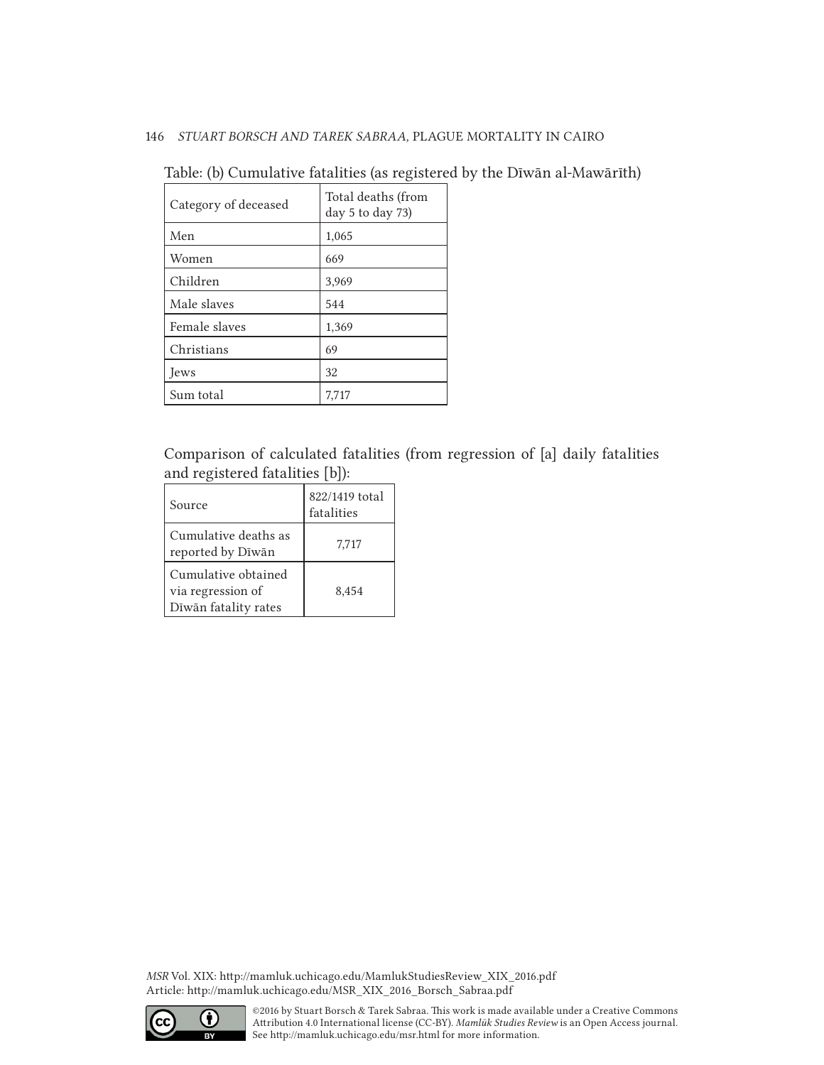Table: (b) Cumulative fatalities (as registered by the Dīwān al-Mawārīth)

| Category of deceased | Total deaths (from day 5 to day 73) |
|---|---|
| Men | 1,065 |
| Women | 669 |
| Children | 3,969 |
| Male slaves | 544 |
| Female slaves | 1,369 |
| Christians | 69 |
| Jews | 32 |
| Sum total | 7,717 |

Comparison of calculated fatalities (from regression of [a] daily fatalities and registered fatalities [b]):

| Source | 822/1419 total fatalities |
|---|---|
| Cumulative deaths as reported by Dīwān | 7,717 |
| Cumulative obtained via regression of Dīwān fatality rates | 8,454 |

©2016 by Stuart Borsch & Tarek Sabraa. This work is made available under a Creative Commons Attribution 4.0 International license (CC-BY). *Mamlūk Studies Review* is an Open Access journal. See http://mamluk.uchicago.edu/msr.html for more information.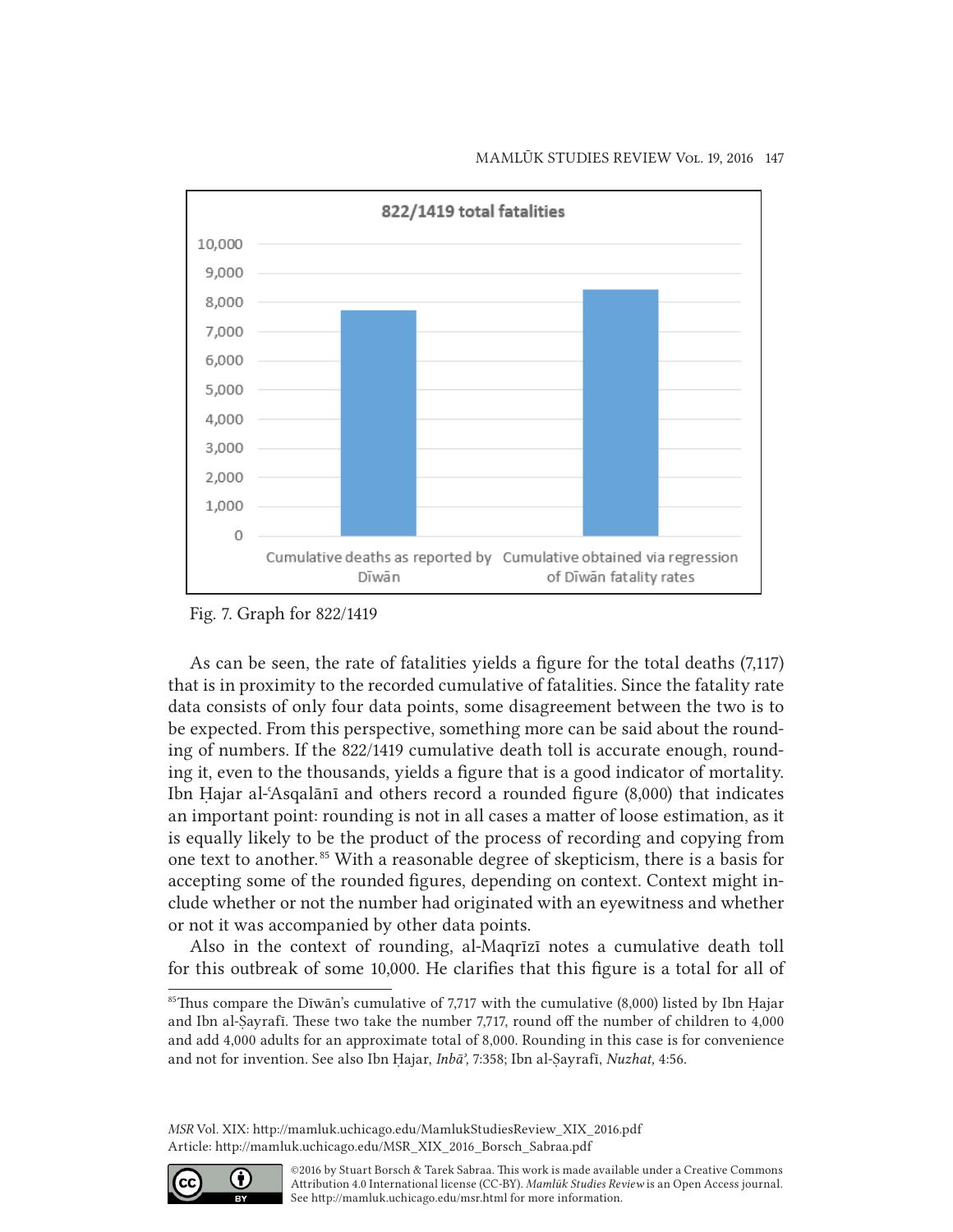822/1419 total fatalities

10,000
9,000
8,000
7,000
6,000
5,000
4,000
3,000
2,000
1,000
0

Cumulative deaths as reported by Dīwān

Cumulative obtained via regression of Dīwān fatality rates

Fig. 7. Graph for 822/1419

As can be seen, the rate of fatalities yields a figure for the total deaths (7,117) that is in proximity to the recorded cumulative of fatalities. Since the fatality rate data consists of only four data points, some disagreement between the two is to be expected. From this perspective, something more can be said about the rounding of numbers. If the 822/1419 cumulative death toll is accurate enough, rounding it, even to the thousands, yields a figure that is a good indicator of mortality. Ibn Ḥajar al-ʿAsqalānī and others record a rounded figure (8,000) that indicates an important point: rounding is not in all cases a matter of loose estimation, as it is equally likely to be the product of the process of recording and copying from one text to another.[85] With a reasonable degree of skepticism, there is a basis for accepting some of the rounded figures, depending on context. Context might include whether or not the number had originated with an eyewitness and whether or not it was accompanied by other data points.

Also in the context of rounding, al-Maqrīzī notes a cumulative death toll for this outbreak of some 10,000. He clarifies that this figure is a total for all of

[85] Thus compare the Dīwān's cumulative of 7,717 with the cumulative (8,000) listed by Ibn Ḥajar and Ibn al-Ṣayrafī. These two take the number 7,717, round off the number of children to 4,000 and add 4,000 adults for an approximate total of 8,000. Rounding in this case is for convenience and not for invention. See also Ibn Ḥajar, *Inbāʾ,* 7:358; Ibn al-Ṣayrafī, *Nuzhat,* 4:56.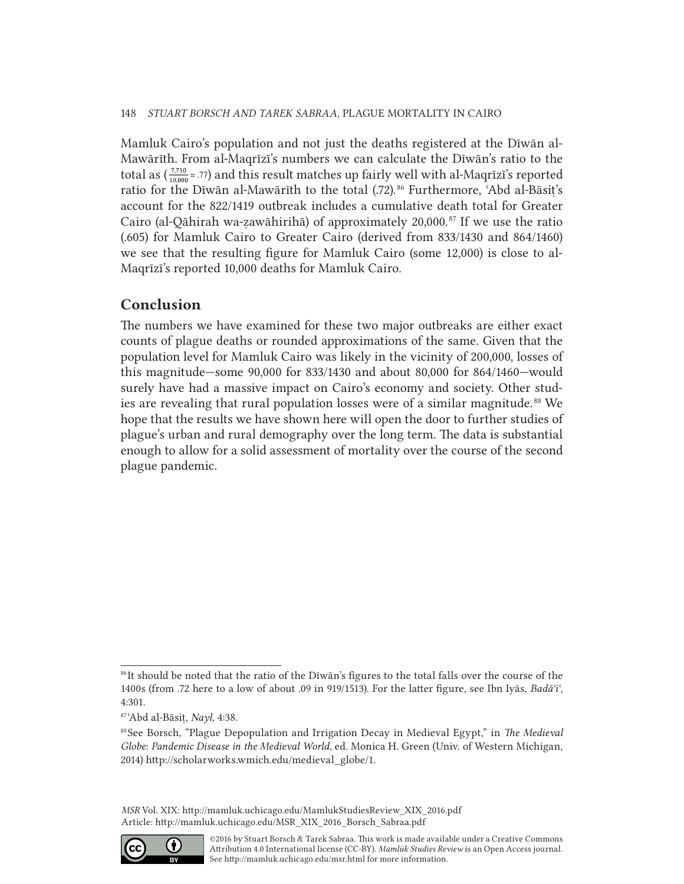Mamluk Cairo's population and not just the deaths registered at the Dīwān al-Mawārīth. From al-Maqrīzī's numbers we can calculate the Dīwān's ratio to the total as ($\frac{7,710}{10,000} = .77$) and this result matches up fairly well with al-Maqrīzī's reported ratio for the Dīwān al-Mawārīth to the total (.72).[86] Furthermore, ʿAbd al-Bāsiṭ's account for the 822/1419 outbreak includes a cumulative death total for Greater Cairo (al-Qāhirah wa-ẓawāhirihā) of approximately 20,000.[87] If we use the ratio (.605) for Mamluk Cairo to Greater Cairo (derived from 833/1430 and 864/1460) we see that the resulting figure for Mamluk Cairo (some 12,000) is close to al-Maqrīzī's reported 10,000 deaths for Mamluk Cairo.

## Conclusion

The numbers we have examined for these two major outbreaks are either exact counts of plague deaths or rounded approximations of the same. Given that the population level for Mamluk Cairo was likely in the vicinity of 200,000, losses of this magnitude—some 90,000 for 833/1430 and about 80,000 for 864/1460—would surely have had a massive impact on Cairo's economy and society. Other studies are revealing that rural population losses were of a similar magnitude.[88] We hope that the results we have shown here will open the door to further studies of plague's urban and rural demography over the long term. The data is substantial enough to allow for a solid assessment of mortality over the course of the second plague pandemic.

---

[86] It should be noted that the ratio of the Dīwān's figures to the total falls over the course of the 1400s (from .72 here to a low of about .09 in 919/1513). For the latter figure, see Ibn Iyās, *Badāʾiʿ*, 4:301.

[87] ʿAbd al-Bāsiṭ, *Nayl*, 4:38.

[88] See Borsch, "Plague Depopulation and Irrigation Decay in Medieval Egypt," in *The Medieval Globe: Pandemic Disease in the Medieval World*, ed. Monica H. Green (Univ. of Western Michigan, 2014) http://scholarworks.wmich.edu/medieval_globe/1.